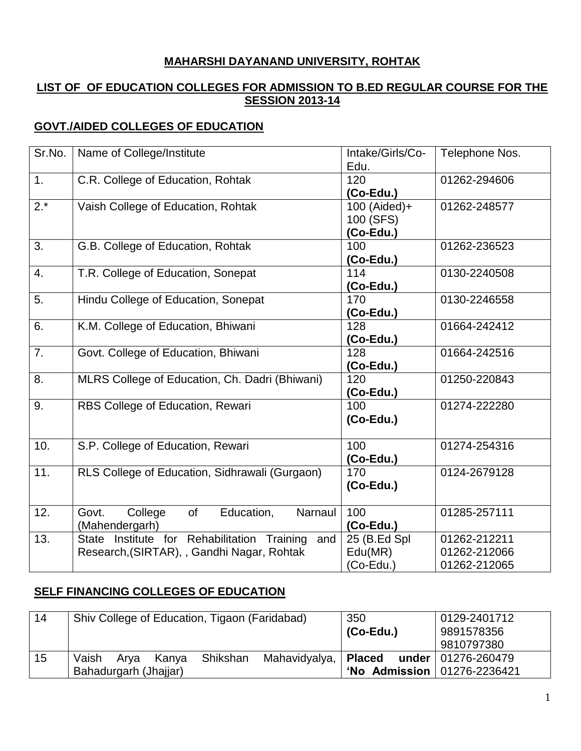# MAHARSHI DAYANAND UNIVERSITY, ROHTAK

## LIST OF OF EDUCATION COLLEGES FOR ADMISSION TO B.ED REGULAR COURSE FOR THE SESSION 2013-14

### GOVT./AIDED COLLEGES OF EDUCATION

| Sr.No. | Name of College/Institute | Intake/Girls/Co-Edu. | Telephone Nos. |
|---|---|---|---|
| 1. | C.R. College of Education, Rohtak | 120 **(Co-Edu.)** | 01262-294606 |
| 2.* | Vaish College of Education, Rohtak | 100 (Aided)+ 100 (SFS) **(Co-Edu.)** | 01262-248577 |
| 3. | G.B. College of Education, Rohtak | 100 **(Co-Edu.)** | 01262-236523 |
| 4. | T.R. College of Education, Sonepat | 114 **(Co-Edu.)** | 0130-2240508 |
| 5. | Hindu College of Education, Sonepat | 170 **(Co-Edu.)** | 0130-2246558 |
| 6. | K.M. College of Education, Bhiwani | 128 **(Co-Edu.)** | 01664-242412 |
| 7. | Govt. College of Education, Bhiwani | 128 **(Co-Edu.)** | 01664-242516 |
| 8. | MLRS College of Education, Ch. Dadri (Bhiwani) | 120 **(Co-Edu.)** | 01250-220843 |
| 9. | RBS College of Education, Rewari | 100 **(Co-Edu.)** | 01274-222280 |
| 10. | S.P. College of Education, Rewari | 100 **(Co-Edu.)** | 01274-254316 |
| 11. | RLS College of Education, Sidhrawali (Gurgaon) | 170 **(Co-Edu.)** | 0124-2679128 |
| 12. | Govt. College of Education, Narnaul (Mahendergarh) | 100 **(Co-Edu.)** | 01285-257111 |
| 13. | State Institute for Rehabilitation Training and Research,(SIRTAR), , Gandhi Nagar, Rohtak | 25 (B.Ed Spl Edu(MR) (Co-Edu.) | 01262-212211 01262-212066 01262-212065 |

### SELF FINANCING COLLEGES OF EDUCATION

| | | | |
|---|---|---|---|
| 14 | Shiv College of Education, Tigaon (Faridabad) | 350 **(Co-Edu.)** | 0129-2401712 9891578356 9810797380 |
| 15 | Vaish Arya Kanya Shikshan Mahavidyalya, Bahadurgarh (Jhajjar) | **Placed under 'No Admission** | 01276-260479 01276-2236421 |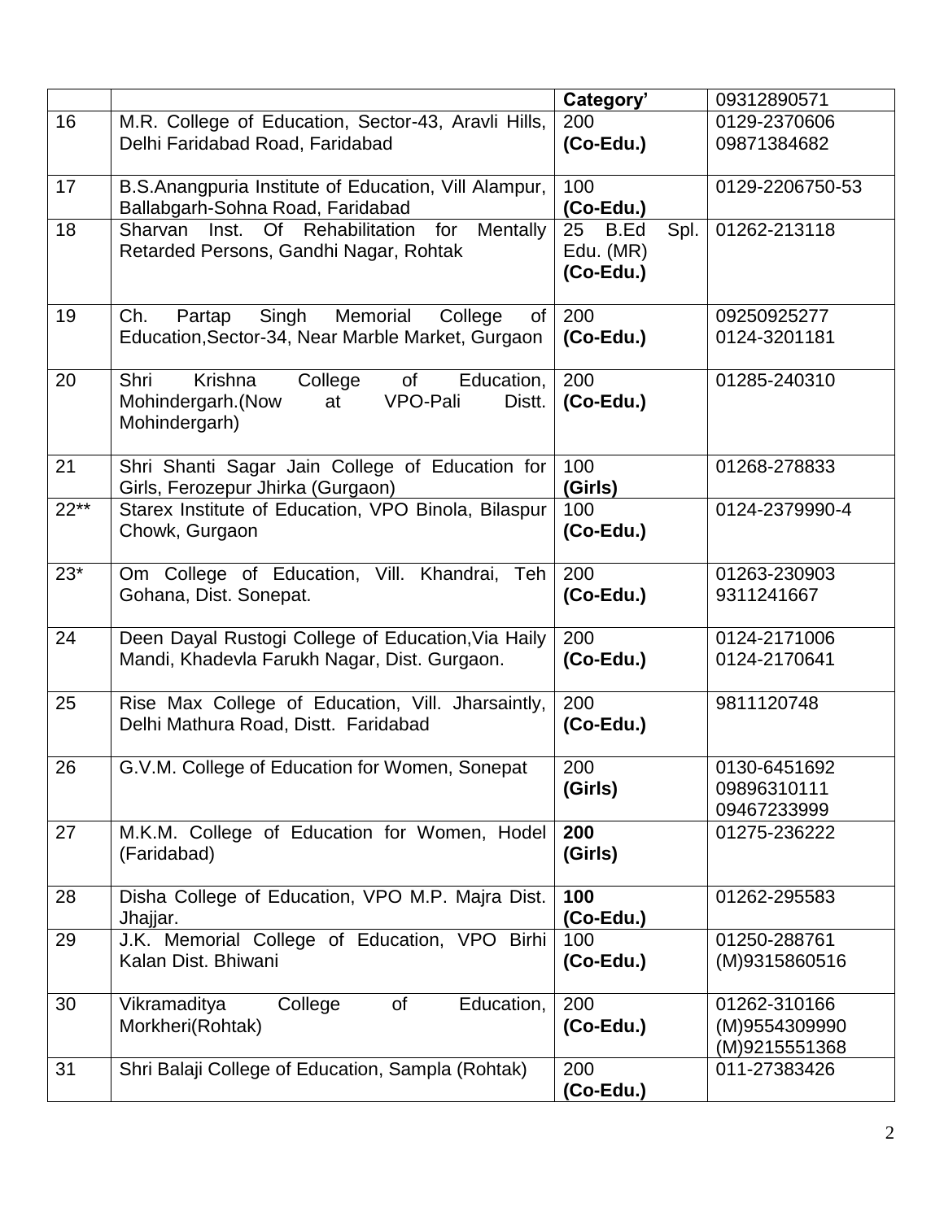| | | | |
|---|---|---|---|
| | | **Category'** | 09312890571 |
| 16 | M.R. College of Education, Sector-43, Aravli Hills, Delhi Faridabad Road, Faridabad | 200 **(Co-Edu.)** | 0129-2370606 09871384682 |
| 17 | B.S.Anangpuria Institute of Education, Vill Alampur, Ballabgarh-Sohna Road, Faridabad | 100 **(Co-Edu.)** | 0129-2206750-53 |
| 18 | Sharvan Inst. Of Rehabilitation for Mentally Retarded Persons, Gandhi Nagar, Rohtak | 25 B.Ed Spl. Edu. (MR) **(Co-Edu.)** | 01262-213118 |
| 19 | Ch. Partap Singh Memorial College of Education,Sector-34, Near Marble Market, Gurgaon | 200 **(Co-Edu.)** | 09250925277 0124-3201181 |
| 20 | Shri Krishna College of Education, Mohindergarh.(Now at VPO-Pali Distt. Mohindergarh) | 200 **(Co-Edu.)** | 01285-240310 |
| 21 | Shri Shanti Sagar Jain College of Education for Girls, Ferozepur Jhirka (Gurgaon) | 100 **(Girls)** | 01268-278833 |
| 22** | Starex Institute of Education, VPO Binola, Bilaspur Chowk, Gurgaon | 100 **(Co-Edu.)** | 0124-2379990-4 |
| 23* | Om College of Education, Vill. Khandrai, Teh Gohana, Dist. Sonepat. | 200 **(Co-Edu.)** | 01263-230903 9311241667 |
| 24 | Deen Dayal Rustogi College of Education,Via Haily Mandi, Khadevla Farukh Nagar, Dist. Gurgaon. | 200 **(Co-Edu.)** | 0124-2171006 0124-2170641 |
| 25 | Rise Max College of Education, Vill. Jharsaintly, Delhi Mathura Road, Distt. Faridabad | 200 **(Co-Edu.)** | 9811120748 |
| 26 | G.V.M. College of Education for Women, Sonepat | 200 **(Girls)** | 0130-6451692 09896310111 09467233999 |
| 27 | M.K.M. College of Education for Women, Hodel (Faridabad) | **200 (Girls)** | 01275-236222 |
| 28 | Disha College of Education, VPO M.P. Majra Dist. Jhajjar. | **100 (Co-Edu.)** | 01262-295583 |
| 29 | J.K. Memorial College of Education, VPO Birhi Kalan Dist. Bhiwani | 100 **(Co-Edu.)** | 01250-288761 (M)9315860516 |
| 30 | Vikramaditya College of Education, Morkheri(Rohtak) | 200 **(Co-Edu.)** | 01262-310166 (M)9554309990 (M)9215551368 |
| 31 | Shri Balaji College of Education, Sampla (Rohtak) | 200 **(Co-Edu.)** | 011-27383426 |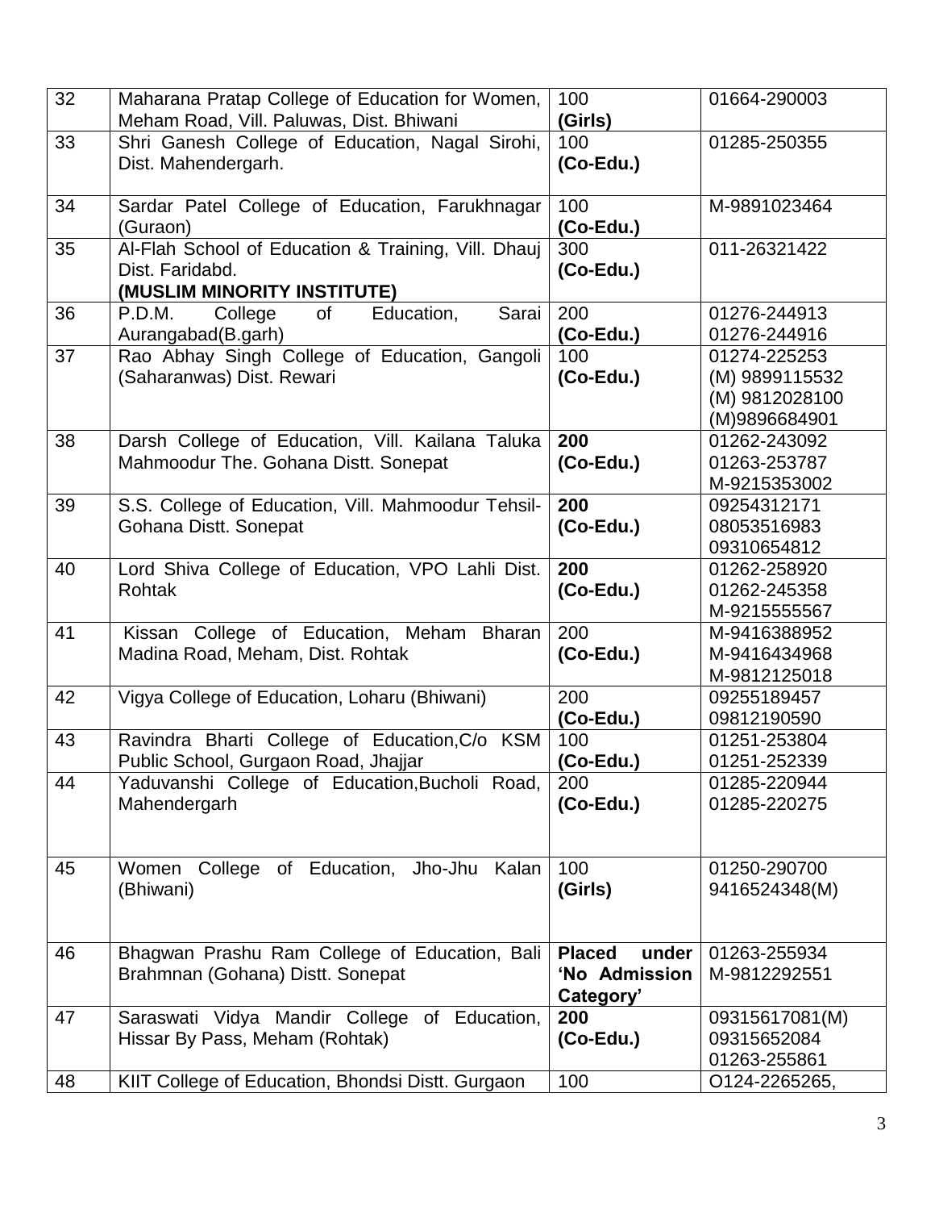| 32 | Maharana Pratap College of Education for Women, Meham Road, Vill. Paluwas, Dist. Bhiwani | 100 **(Girls)** | 01664-290003 |
|---|---|---|---|
| 33 | Shri Ganesh College of Education, Nagal Sirohi, Dist. Mahendergarh. | 100 **(Co-Edu.)** | 01285-250355 |
| 34 | Sardar Patel College of Education, Farukhnagar (Guraon) | 100 **(Co-Edu.)** | M-9891023464 |
| 35 | Al-Flah School of Education & Training, Vill. Dhauj Dist. Faridabd. **(MUSLIM MINORITY INSTITUTE)** | 300 **(Co-Edu.)** | 011-26321422 |
| 36 | P.D.M. College of Education, Sarai Aurangabad(B.garh) | 200 **(Co-Edu.)** | 01276-244913<br>01276-244916 |
| 37 | Rao Abhay Singh College of Education, Gangoli (Saharanwas) Dist. Rewari | 100 **(Co-Edu.)** | 01274-225253<br>(M) 9899115532<br>(M) 9812028100<br>(M)9896684901 |
| 38 | Darsh College of Education, Vill. Kailana Taluka Mahmoodur The. Gohana Distt. Sonepat | **200 (Co-Edu.)** | 01262-243092<br>01263-253787<br>M-9215353002 |
| 39 | S.S. College of Education, Vill. Mahmoodur Tehsil-Gohana Distt. Sonepat | **200 (Co-Edu.)** | 09254312171<br>08053516983<br>09310654812 |
| 40 | Lord Shiva College of Education, VPO Lahli Dist. Rohtak | **200 (Co-Edu.)** | 01262-258920<br>01262-245358<br>M-9215555567 |
| 41 | Kissan College of Education, Meham Bharan Madina Road, Meham, Dist. Rohtak | 200 **(Co-Edu.)** | M-9416388952<br>M-9416434968<br>M-9812125018 |
| 42 | Vigya College of Education, Loharu (Bhiwani) | 200 **(Co-Edu.)** | 09255189457<br>09812190590 |
| 43 | Ravindra Bharti College of Education,C/o KSM Public School, Gurgaon Road, Jhajjar | 100 **(Co-Edu.)** | 01251-253804<br>01251-252339 |
| 44 | Yaduvanshi College of Education,Bucholi Road, Mahendergarh | 200 **(Co-Edu.)** | 01285-220944<br>01285-220275 |
| 45 | Women College of Education, Jho-Jhu Kalan (Bhiwani) | 100 **(Girls)** | 01250-290700<br>9416524348(M) |
| 46 | Bhagwan Prashu Ram College of Education, Bali Brahmnan (Gohana) Distt. Sonepat | **Placed under 'No Admission Category'** | 01263-255934<br>M-9812292551 |
| 47 | Saraswati Vidya Mandir College of Education, Hissar By Pass, Meham (Rohtak) | **200 (Co-Edu.)** | 09315617081(M)<br>09315652084<br>01263-255861 |
| 48 | KIIT College of Education, Bhondsi Distt. Gurgaon | 100 | O124-2265265, |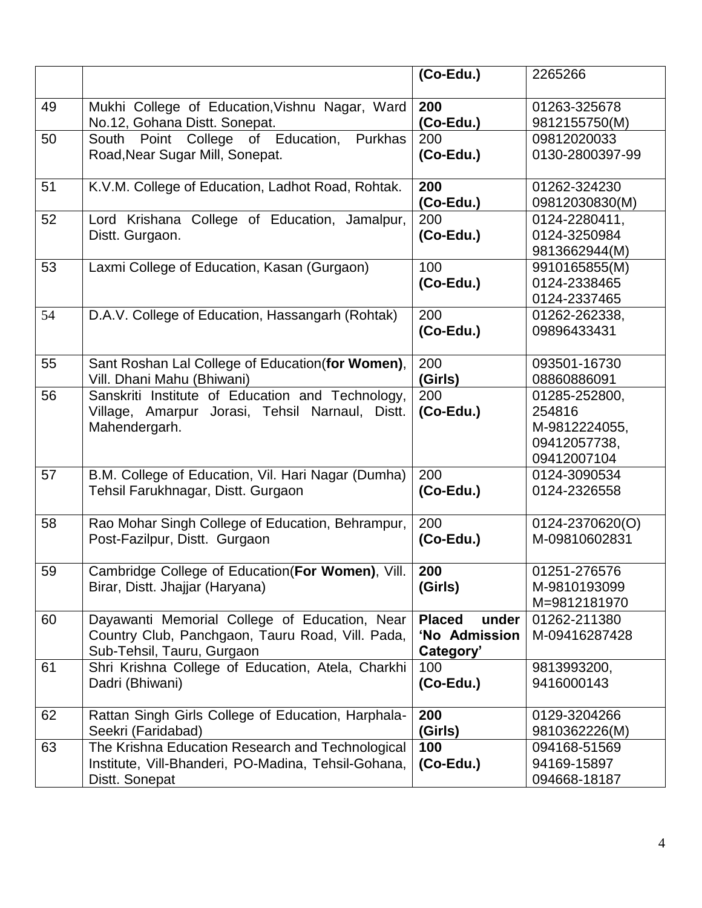| | | | |
|---|---|---|---|
| | | **(Co-Edu.)** | 2265266 |
| 49 | Mukhi College of Education,Vishnu Nagar, Ward No.12, Gohana Distt. Sonepat. | **200 (Co-Edu.)** | 01263-325678 9812155750(M) |
| 50 | South Point College of Education, Purkhas Road,Near Sugar Mill, Sonepat. | 200 **(Co-Edu.)** | 09812020033 0130-2800397-99 |
| 51 | K.V.M. College of Education, Ladhot Road, Rohtak. | **200 (Co-Edu.)** | 01262-324230 09812030830(M) |
| 52 | Lord Krishana College of Education, Jamalpur, Distt. Gurgaon. | 200 **(Co-Edu.)** | 0124-2280411, 0124-3250984 9813662944(M) |
| 53 | Laxmi College of Education, Kasan (Gurgaon) | 100 **(Co-Edu.)** | 9910165855(M) 0124-2338465 0124-2337465 |
| 54 | D.A.V. College of Education, Hassangarh (Rohtak) | 200 **(Co-Edu.)** | 01262-262338, 09896433431 |
| 55 | Sant Roshan Lal College of Education(**for Women)**, Vill. Dhani Mahu (Bhiwani) | 200 **(Girls)** | 093501-16730 08860886091 |
| 56 | Sanskriti Institute of Education and Technology, Village, Amarpur Jorasi, Tehsil Narnaul, Distt. Mahendergarh. | 200 **(Co-Edu.)** | 01285-252800, 254816 M-9812224055, 09412057738, 09412007104 |
| 57 | B.M. College of Education, Vil. Hari Nagar (Dumha) Tehsil Farukhnagar, Distt. Gurgaon | 200 **(Co-Edu.)** | 0124-3090534 0124-2326558 |
| 58 | Rao Mohar Singh College of Education, Behrampur, Post-Fazilpur, Distt. Gurgaon | 200 **(Co-Edu.)** | 0124-2370620(O) M-09810602831 |
| 59 | Cambridge College of Education(**For Women)**, Vill. Birar, Distt. Jhajjar (Haryana) | **200 (Girls)** | 01251-276576 M-9810193099 M=9812181970 |
| 60 | Dayawanti Memorial College of Education, Near Country Club, Panchgaon, Tauru Road, Vill. Pada, Sub-Tehsil, Tauru, Gurgaon | **Placed under 'No Admission Category'** | 01262-211380 M-09416287428 |
| 61 | Shri Krishna College of Education, Atela, Charkhi Dadri (Bhiwani) | 100 **(Co-Edu.)** | 9813993200, 9416000143 |
| 62 | Rattan Singh Girls College of Education, Harphala-Seekri (Faridabad) | **200 (Girls)** | 0129-3204266 9810362226(M) |
| 63 | The Krishna Education Research and Technological Institute, Vill-Bhanderi, PO-Madina, Tehsil-Gohana, Distt. Sonepat | **100 (Co-Edu.)** | 094168-51569 94169-15897 094668-18187 |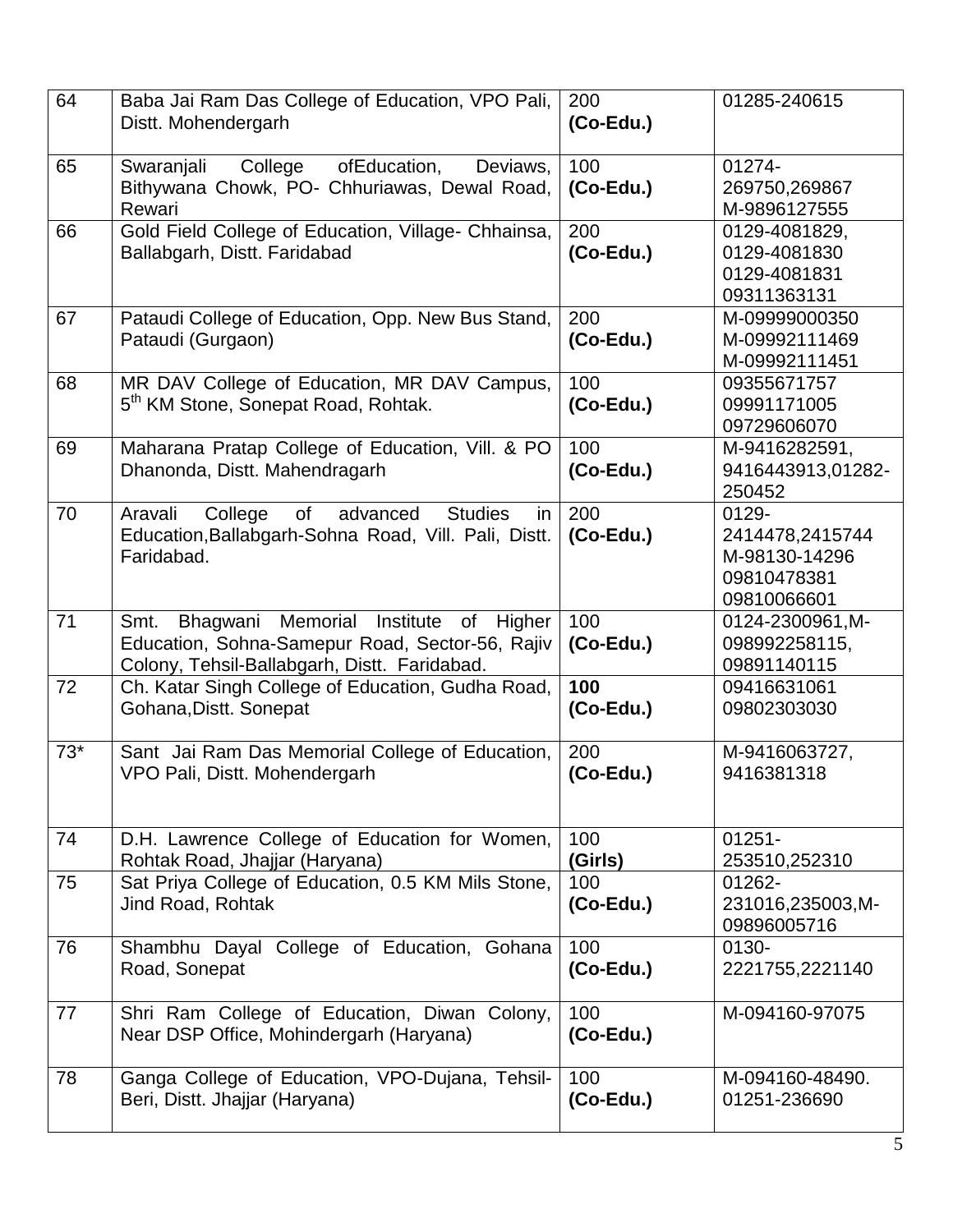| 64 | Baba Jai Ram Das College of Education, VPO Pali, Distt. Mohendergarh | 200 **(Co-Edu.)** | 01285-240615 |
|---|---|---|---|
| 65 | Swaranjali College ofEducation, Deviaws, Bithywana Chowk, PO- Chhuriawas, Dewal Road, Rewari | 100 **(Co-Edu.)** | 01274-269750,269867 M-9896127555 |
| 66 | Gold Field College of Education, Village- Chhainsa, Ballabgarh, Distt. Faridabad | 200 **(Co-Edu.)** | 0129-4081829, 0129-4081830 0129-4081831 09311363131 |
| 67 | Pataudi College of Education, Opp. New Bus Stand, Pataudi (Gurgaon) | 200 **(Co-Edu.)** | M-09999000350 M-09992111469 M-09992111451 |
| 68 | MR DAV College of Education, MR DAV Campus, 5th KM Stone, Sonepat Road, Rohtak. | 100 **(Co-Edu.)** | 09355671757 09991171005 09729606070 |
| 69 | Maharana Pratap College of Education, Vill. & PO Dhanonda, Distt. Mahendragarh | 100 **(Co-Edu.)** | M-9416282591, 9416443913,01282-250452 |
| 70 | Aravali College of advanced Studies in Education,Ballabgarh-Sohna Road, Vill. Pali, Distt. Faridabad. | 200 **(Co-Edu.)** | 0129-2414478,2415744 M-98130-14296 09810478381 09810066601 |
| 71 | Smt. Bhagwani Memorial Institute of Higher Education, Sohna-Samepur Road, Sector-56, Rajiv Colony, Tehsil-Ballabgarh, Distt. Faridabad. | 100 **(Co-Edu.)** | 0124-2300961,M-098992258115, 09891140115 |
| 72 | Ch. Katar Singh College of Education, Gudha Road, Gohana,Distt. Sonepat | **100 (Co-Edu.)** | 09416631061 09802303030 |
| 73* | Sant Jai Ram Das Memorial College of Education, VPO Pali, Distt. Mohendergarh | 200 **(Co-Edu.)** | M-9416063727, 9416381318 |
| 74 | D.H. Lawrence College of Education for Women, Rohtak Road, Jhajjar (Haryana) | 100 **(Girls)** | 01251-253510,252310 |
| 75 | Sat Priya College of Education, 0.5 KM Mils Stone, Jind Road, Rohtak | 100 **(Co-Edu.)** | 01262-231016,235003,M-09896005716 |
| 76 | Shambhu Dayal College of Education, Gohana Road, Sonepat | 100 **(Co-Edu.)** | 0130-2221755,2221140 |
| 77 | Shri Ram College of Education, Diwan Colony, Near DSP Office, Mohindergarh (Haryana) | 100 **(Co-Edu.)** | M-094160-97075 |
| 78 | Ganga College of Education, VPO-Dujana, Tehsil-Beri, Distt. Jhajjar (Haryana) | 100 **(Co-Edu.)** | M-094160-48490. 01251-236690 |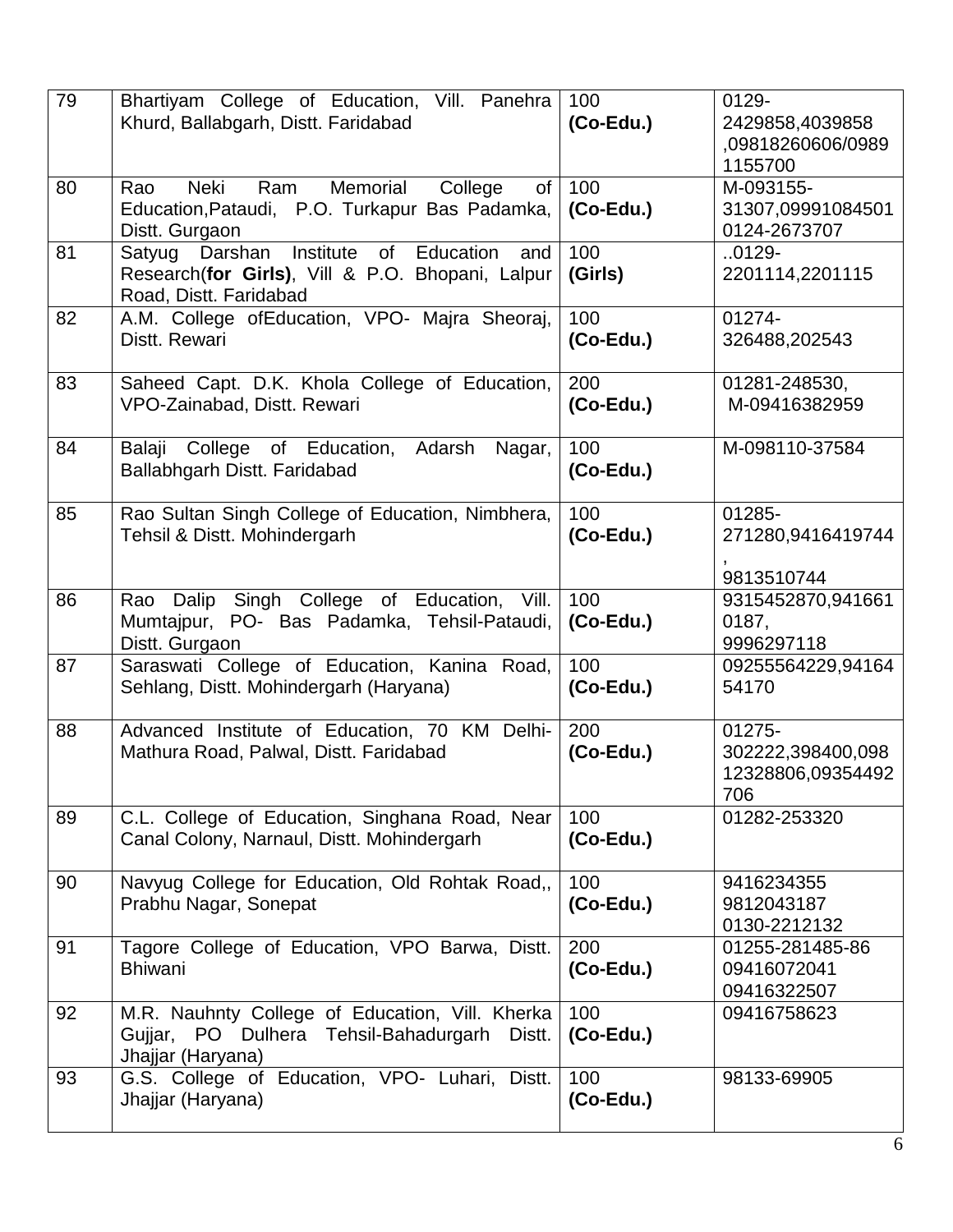| 79 | Bhartiyam College of Education, Vill. Panehra Khurd, Ballabgarh, Distt. Faridabad | 100 **(Co-Edu.)** | 0129-2429858,4039858 ,09818260606/09891155700 |
|---|---|---|---|
| 80 | Rao Neki Ram Memorial College of Education,Pataudi, P.O. Turkapur Bas Padamka, Distt. Gurgaon | 100 **(Co-Edu.)** | M-093155-31307,09991084501 0124-2673707 |
| 81 | Satyug Darshan Institute of Education and Research(**for Girls)**, Vill & P.O. Bhopani, Lalpur Road, Distt. Faridabad | 100 **(Girls)** | ..0129-2201114,2201115 |
| 82 | A.M. College ofEducation, VPO- Majra Sheoraj, Distt. Rewari | 100 **(Co-Edu.)** | 01274-326488,202543 |
| 83 | Saheed Capt. D.K. Khola College of Education, VPO-Zainabad, Distt. Rewari | 200 **(Co-Edu.)** | 01281-248530, M-09416382959 |
| 84 | Balaji College of Education, Adarsh Nagar, Ballabhgarh Distt. Faridabad | 100 **(Co-Edu.)** | M-098110-37584 |
| 85 | Rao Sultan Singh College of Education, Nimbhera, Tehsil & Distt. Mohindergarh | 100 **(Co-Edu.)** | 01285-271280,9416419744, 9813510744 |
| 86 | Rao Dalip Singh College of Education, Vill. Mumtajpur, PO- Bas Padamka, Tehsil-Pataudi, Distt. Gurgaon | 100 **(Co-Edu.)** | 9315452870,9416610187, 9996297118 |
| 87 | Saraswati College of Education, Kanina Road, Sehlang, Distt. Mohindergarh (Haryana) | 100 **(Co-Edu.)** | 09255564229,9416454170 |
| 88 | Advanced Institute of Education, 70 KM Delhi-Mathura Road, Palwal, Distt. Faridabad | 200 **(Co-Edu.)** | 01275-302222,398400,09812328806,09354492706 |
| 89 | C.L. College of Education, Singhana Road, Near Canal Colony, Narnaul, Distt. Mohindergarh | 100 **(Co-Edu.)** | 01282-253320 |
| 90 | Navyug College for Education, Old Rohtak Road,, Prabhu Nagar, Sonepat | 100 **(Co-Edu.)** | 9416234355 9812043187 0130-2212132 |
| 91 | Tagore College of Education, VPO Barwa, Distt. Bhiwani | 200 **(Co-Edu.)** | 01255-281485-86 09416072041 09416322507 |
| 92 | M.R. Nauhnty College of Education, Vill. Kherka Gujjar, PO Dulhera Tehsil-Bahadurgarh Distt. Jhajjar (Haryana) | 100 **(Co-Edu.)** | 09416758623 |
| 93 | G.S. College of Education, VPO- Luhari, Distt. Jhajjar (Haryana) | 100 **(Co-Edu.)** | 98133-69905 |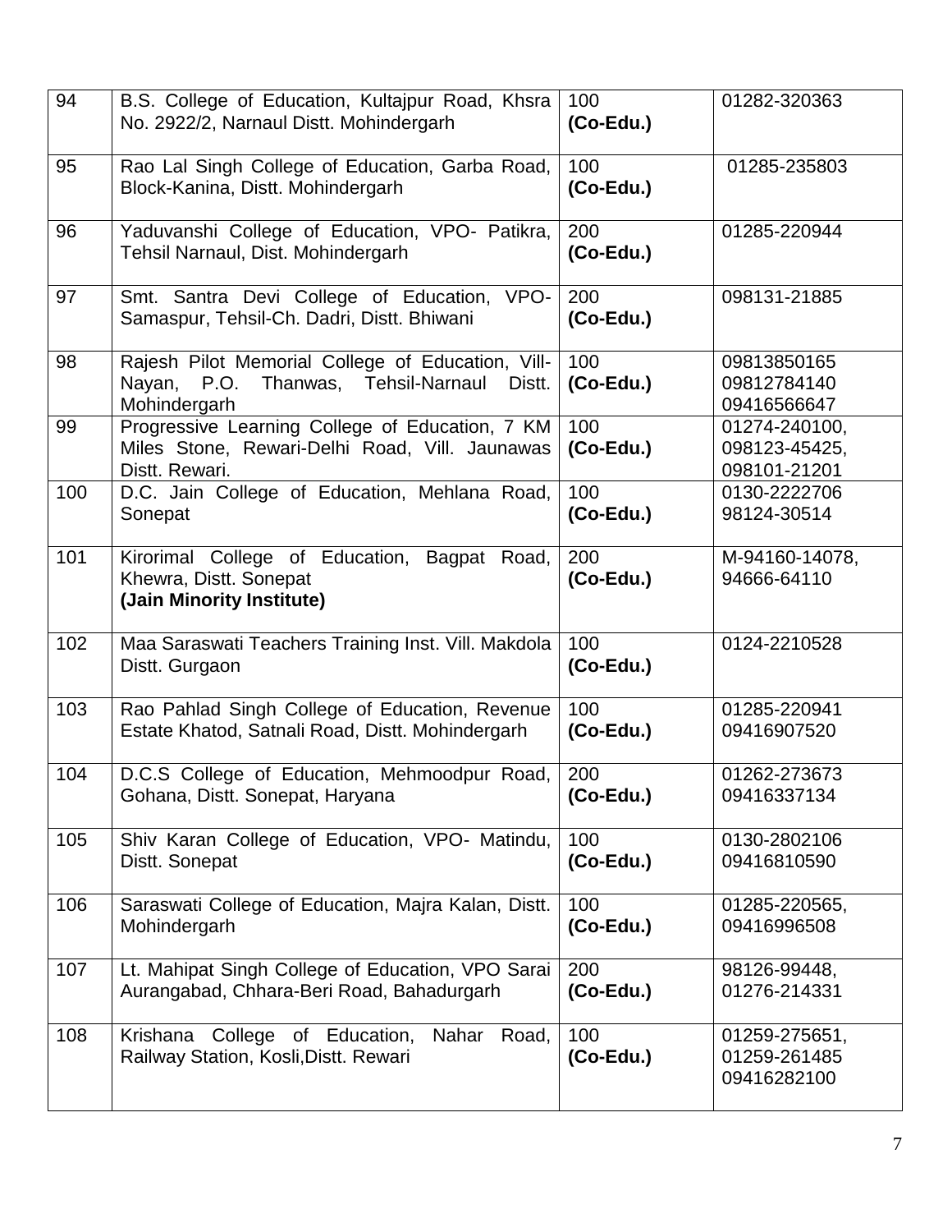| 94 | B.S. College of Education, Kultajpur Road, Khsra No. 2922/2, Narnaul Distt. Mohindergarh | 100 **(Co-Edu.)** | 01282-320363 |
|---|---|---|---|
| 95 | Rao Lal Singh College of Education, Garba Road, Block-Kanina, Distt. Mohindergarh | 100 **(Co-Edu.)** | 01285-235803 |
| 96 | Yaduvanshi College of Education, VPO- Patikra, Tehsil Narnaul, Dist. Mohindergarh | 200 **(Co-Edu.)** | 01285-220944 |
| 97 | Smt. Santra Devi College of Education, VPO-Samaspur, Tehsil-Ch. Dadri, Distt. Bhiwani | 200 **(Co-Edu.)** | 098131-21885 |
| 98 | Rajesh Pilot Memorial College of Education, Vill-Nayan, P.O. Thanwas, Tehsil-Narnaul Distt. Mohindergarh | 100 **(Co-Edu.)** | 09813850165<br>09812784140<br>09416566647 |
| 99 | Progressive Learning College of Education, 7 KM Miles Stone, Rewari-Delhi Road, Vill. Jaunawas Distt. Rewari. | 100 **(Co-Edu.)** | 01274-240100,<br>098123-45425,<br>098101-21201 |
| 100 | D.C. Jain College of Education, Mehlana Road, Sonepat | 100 **(Co-Edu.)** | 0130-2222706<br>98124-30514 |
| 101 | Kirorimal College of Education, Bagpat Road, Khewra, Distt. Sonepat<br>**(Jain Minority Institute)** | 200 **(Co-Edu.)** | M-94160-14078,<br>94666-64110 |
| 102 | Maa Saraswati Teachers Training Inst. Vill. Makdola Distt. Gurgaon | 100 **(Co-Edu.)** | 0124-2210528 |
| 103 | Rao Pahlad Singh College of Education, Revenue Estate Khatod, Satnali Road, Distt. Mohindergarh | 100 **(Co-Edu.)** | 01285-220941<br>09416907520 |
| 104 | D.C.S College of Education, Mehmoodpur Road, Gohana, Distt. Sonepat, Haryana | 200 **(Co-Edu.)** | 01262-273673<br>09416337134 |
| 105 | Shiv Karan College of Education, VPO- Matindu, Distt. Sonepat | 100 **(Co-Edu.)** | 0130-2802106<br>09416810590 |
| 106 | Saraswati College of Education, Majra Kalan, Distt. Mohindergarh | 100 **(Co-Edu.)** | 01285-220565,<br>09416996508 |
| 107 | Lt. Mahipat Singh College of Education, VPO Sarai Aurangabad, Chhara-Beri Road, Bahadurgarh | 200 **(Co-Edu.)** | 98126-99448,<br>01276-214331 |
| 108 | Krishana College of Education, Nahar Road, Railway Station, Kosli,Distt. Rewari | 100 **(Co-Edu.)** | 01259-275651,<br>01259-261485<br>09416282100 |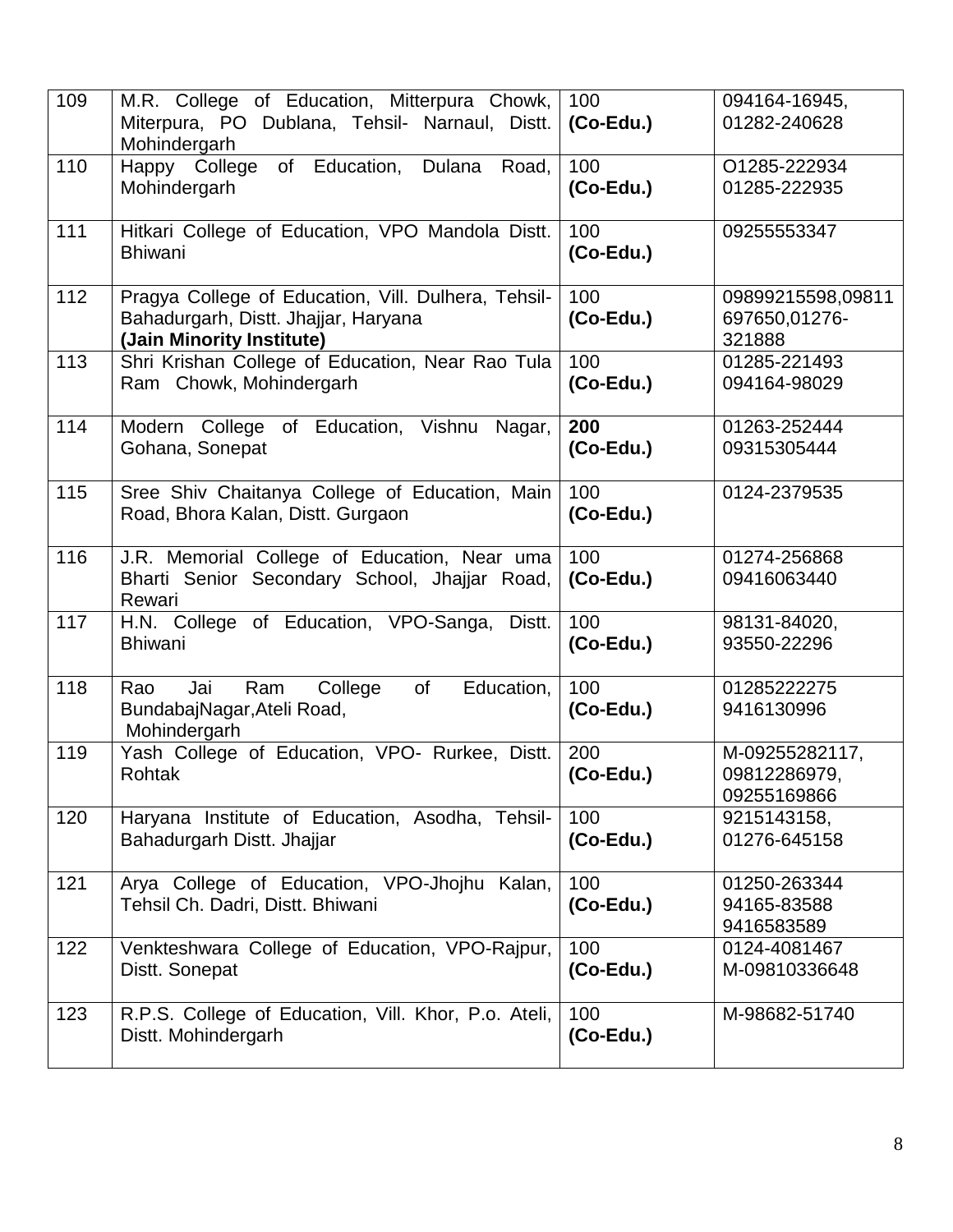| 109 | M.R. College of Education, Mitterpura Chowk, Miterpura, PO Dublana, Tehsil- Narnaul, Distt. Mohindergarh | 100 **(Co-Edu.)** | 094164-16945, 01282-240628 |
|---|---|---|---|
| 110 | Happy College of Education, Dulana Road, Mohindergarh | 100 **(Co-Edu.)** | O1285-222934 01285-222935 |
| 111 | Hitkari College of Education, VPO Mandola Distt. Bhiwani | 100 **(Co-Edu.)** | 09255553347 |
| 112 | Pragya College of Education, Vill. Dulhera, Tehsil-Bahadurgarh, Distt. Jhajjar, Haryana **(Jain Minority Institute)** | 100 **(Co-Edu.)** | 09899215598,09811697650,01276-321888 |
| 113 | Shri Krishan College of Education, Near Rao Tula Ram Chowk, Mohindergarh | 100 **(Co-Edu.)** | 01285-221493 094164-98029 |
| 114 | Modern College of Education, Vishnu Nagar, Gohana, Sonepat | **200 (Co-Edu.)** | 01263-252444 09315305444 |
| 115 | Sree Shiv Chaitanya College of Education, Main Road, Bhora Kalan, Distt. Gurgaon | 100 **(Co-Edu.)** | 0124-2379535 |
| 116 | J.R. Memorial College of Education, Near uma Bharti Senior Secondary School, Jhajjar Road, Rewari | 100 **(Co-Edu.)** | 01274-256868 09416063440 |
| 117 | H.N. College of Education, VPO-Sanga, Distt. Bhiwani | 100 **(Co-Edu.)** | 98131-84020, 93550-22296 |
| 118 | Rao Jai Ram College of Education, BundabajNagar,Ateli Road, Mohindergarh | 100 **(Co-Edu.)** | 01285222275 9416130996 |
| 119 | Yash College of Education, VPO- Rurkee, Distt. Rohtak | 200 **(Co-Edu.)** | M-09255282117, 09812286979, 09255169866 |
| 120 | Haryana Institute of Education, Asodha, Tehsil-Bahadurgarh Distt. Jhajjar | 100 **(Co-Edu.)** | 9215143158, 01276-645158 |
| 121 | Arya College of Education, VPO-Jhojhu Kalan, Tehsil Ch. Dadri, Distt. Bhiwani | 100 **(Co-Edu.)** | 01250-263344 94165-83588 9416583589 |
| 122 | Venkteshwara College of Education, VPO-Rajpur, Distt. Sonepat | 100 **(Co-Edu.)** | 0124-4081467 M-09810336648 |
| 123 | R.P.S. College of Education, Vill. Khor, P.o. Ateli, Distt. Mohindergarh | 100 **(Co-Edu.)** | M-98682-51740 |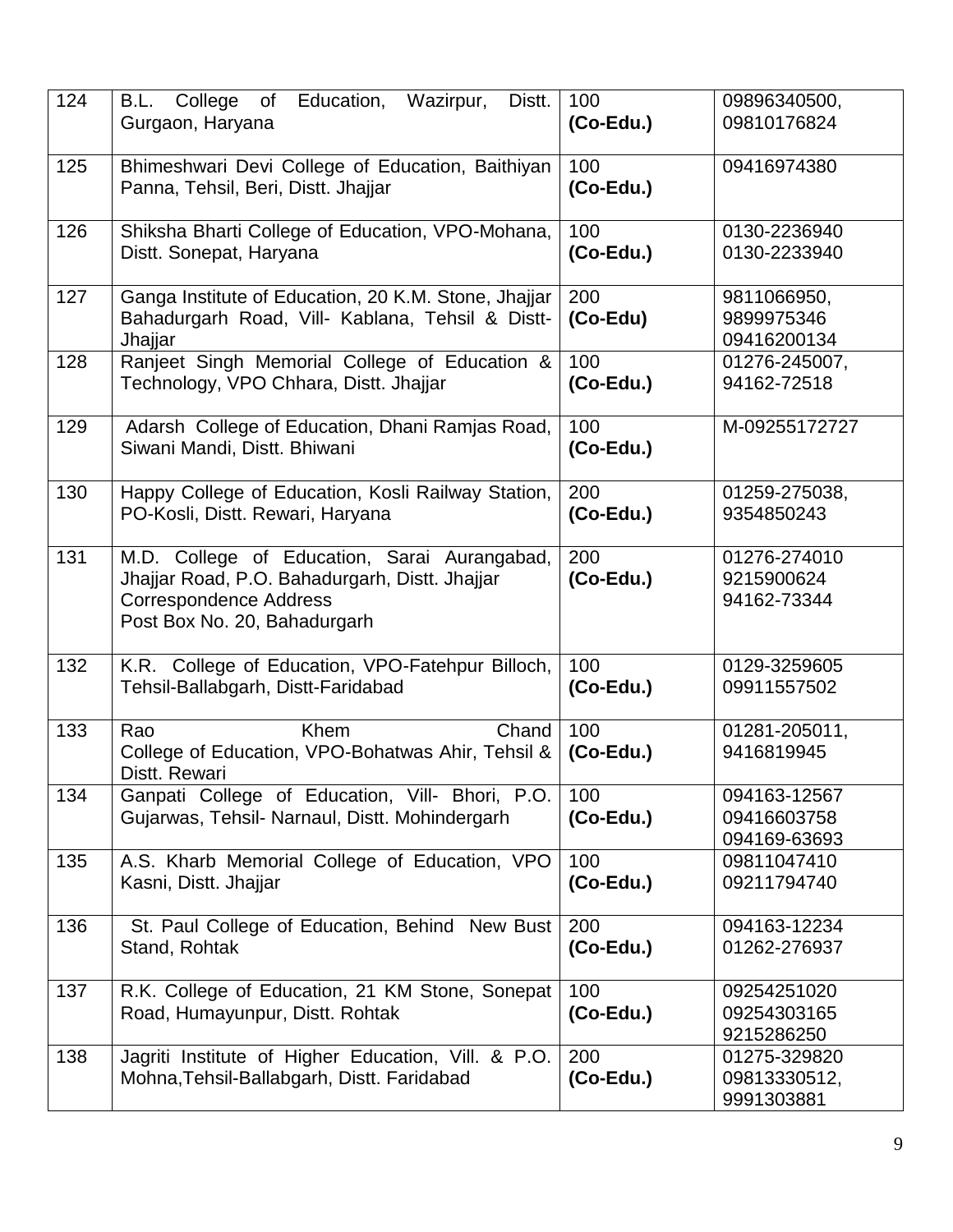| 124 | B.L. College of Education, Wazirpur, Distt. Gurgaon, Haryana | 100 **(Co-Edu.)** | 09896340500, 09810176824 |
|---|---|---|---|
| 125 | Bhimeshwari Devi College of Education, Baithiyan Panna, Tehsil, Beri, Distt. Jhajjar | 100 **(Co-Edu.)** | 09416974380 |
| 126 | Shiksha Bharti College of Education, VPO-Mohana, Distt. Sonepat, Haryana | 100 **(Co-Edu.)** | 0130-2236940 0130-2233940 |
| 127 | Ganga Institute of Education, 20 K.M. Stone, Jhajjar Bahadurgarh Road, Vill- Kablana, Tehsil & Distt- Jhajjar | 200 **(Co-Edu)** | 9811066950, 9899975346 09416200134 |
| 128 | Ranjeet Singh Memorial College of Education & Technology, VPO Chhara, Distt. Jhajjar | 100 **(Co-Edu.)** | 01276-245007, 94162-72518 |
| 129 | Adarsh College of Education, Dhani Ramjas Road, Siwani Mandi, Distt. Bhiwani | 100 **(Co-Edu.)** | M-09255172727 |
| 130 | Happy College of Education, Kosli Railway Station, PO-Kosli, Distt. Rewari, Haryana | 200 **(Co-Edu.)** | 01259-275038, 9354850243 |
| 131 | M.D. College of Education, Sarai Aurangabad, Jhajjar Road, P.O. Bahadurgarh, Distt. Jhajjar Correspondence Address Post Box No. 20, Bahadurgarh | 200 **(Co-Edu.)** | 01276-274010 9215900624 94162-73344 |
| 132 | K.R. College of Education, VPO-Fatehpur Billoch, Tehsil-Ballabgarh, Distt-Faridabad | 100 **(Co-Edu.)** | 0129-3259605 09911557502 |
| 133 | Rao Khem Chand College of Education, VPO-Bohatwas Ahir, Tehsil & Distt. Rewari | 100 **(Co-Edu.)** | 01281-205011, 9416819945 |
| 134 | Ganpati College of Education, Vill- Bhori, P.O. Gujarwas, Tehsil- Narnaul, Distt. Mohindergarh | 100 **(Co-Edu.)** | 094163-12567 09416603758 094169-63693 |
| 135 | A.S. Kharb Memorial College of Education, VPO Kasni, Distt. Jhajjar | 100 **(Co-Edu.)** | 09811047410 09211794740 |
| 136 | St. Paul College of Education, Behind New Bust Stand, Rohtak | 200 **(Co-Edu.)** | 094163-12234 01262-276937 |
| 137 | R.K. College of Education, 21 KM Stone, Sonepat Road, Humayunpur, Distt. Rohtak | 100 **(Co-Edu.)** | 09254251020 09254303165 9215286250 |
| 138 | Jagriti Institute of Higher Education, Vill. & P.O. Mohna,Tehsil-Ballabgarh, Distt. Faridabad | 200 **(Co-Edu.)** | 01275-329820 09813330512, 9991303881 |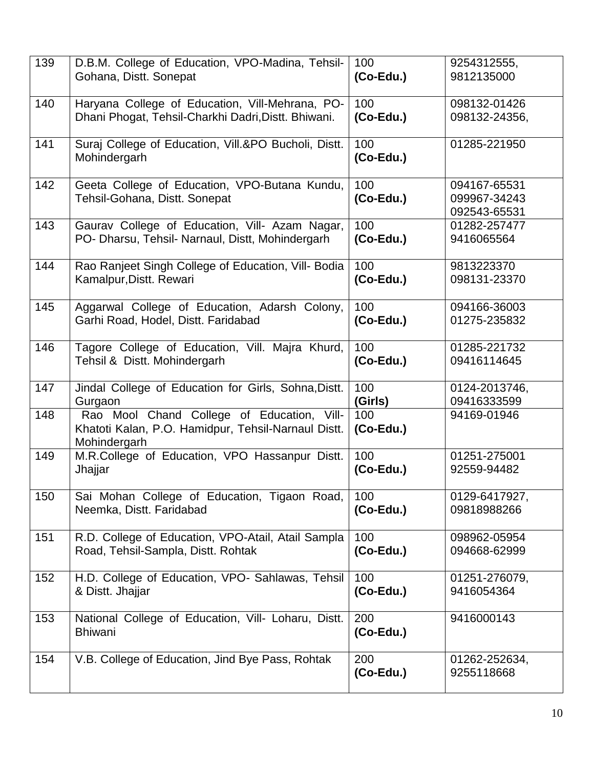| 139 | D.B.M. College of Education, VPO-Madina, Tehsil-Gohana, Distt. Sonepat | 100 **(Co-Edu.)** | 9254312555, 9812135000 |
|---|---|---|---|
| 140 | Haryana College of Education, Vill-Mehrana, PO-Dhani Phogat, Tehsil-Charkhi Dadri,Distt. Bhiwani. | 100 **(Co-Edu.)** | 098132-01426 098132-24356, |
| 141 | Suraj College of Education, Vill.&PO Bucholi, Distt. Mohindergarh | 100 **(Co-Edu.)** | 01285-221950 |
| 142 | Geeta College of Education, VPO-Butana Kundu, Tehsil-Gohana, Distt. Sonepat | 100 **(Co-Edu.)** | 094167-65531 099967-34243 092543-65531 |
| 143 | Gaurav College of Education, Vill- Azam Nagar, PO- Dharsu, Tehsil- Narnaul, Distt, Mohindergarh | 100 **(Co-Edu.)** | 01282-257477 9416065564 |
| 144 | Rao Ranjeet Singh College of Education, Vill- Bodia Kamalpur,Distt. Rewari | 100 **(Co-Edu.)** | 9813223370 098131-23370 |
| 145 | Aggarwal College of Education, Adarsh Colony, Garhi Road, Hodel, Distt. Faridabad | 100 **(Co-Edu.)** | 094166-36003 01275-235832 |
| 146 | Tagore College of Education, Vill. Majra Khurd, Tehsil & Distt. Mohindergarh | 100 **(Co-Edu.)** | 01285-221732 09416114645 |
| 147 | Jindal College of Education for Girls, Sohna,Distt. Gurgaon | 100 **(Girls)** | 0124-2013746, 09416333599 |
| 148 | Rao Mool Chand College of Education, Vill-Khatoti Kalan, P.O. Hamidpur, Tehsil-Narnaul Distt. Mohindergarh | 100 **(Co-Edu.)** | 94169-01946 |
| 149 | M.R.College of Education, VPO Hassanpur Distt. Jhajjar | 100 **(Co-Edu.)** | 01251-275001 92559-94482 |
| 150 | Sai Mohan College of Education, Tigaon Road, Neemka, Distt. Faridabad | 100 **(Co-Edu.)** | 0129-6417927, 09818988266 |
| 151 | R.D. College of Education, VPO-Atail, Atail Sampla Road, Tehsil-Sampla, Distt. Rohtak | 100 **(Co-Edu.)** | 098962-05954 094668-62999 |
| 152 | H.D. College of Education, VPO- Sahlawas, Tehsil & Distt. Jhajjar | 100 **(Co-Edu.)** | 01251-276079, 9416054364 |
| 153 | National College of Education, Vill- Loharu, Distt. Bhiwani | 200 **(Co-Edu.)** | 9416000143 |
| 154 | V.B. College of Education, Jind Bye Pass, Rohtak | 200 **(Co-Edu.)** | 01262-252634, 9255118668 |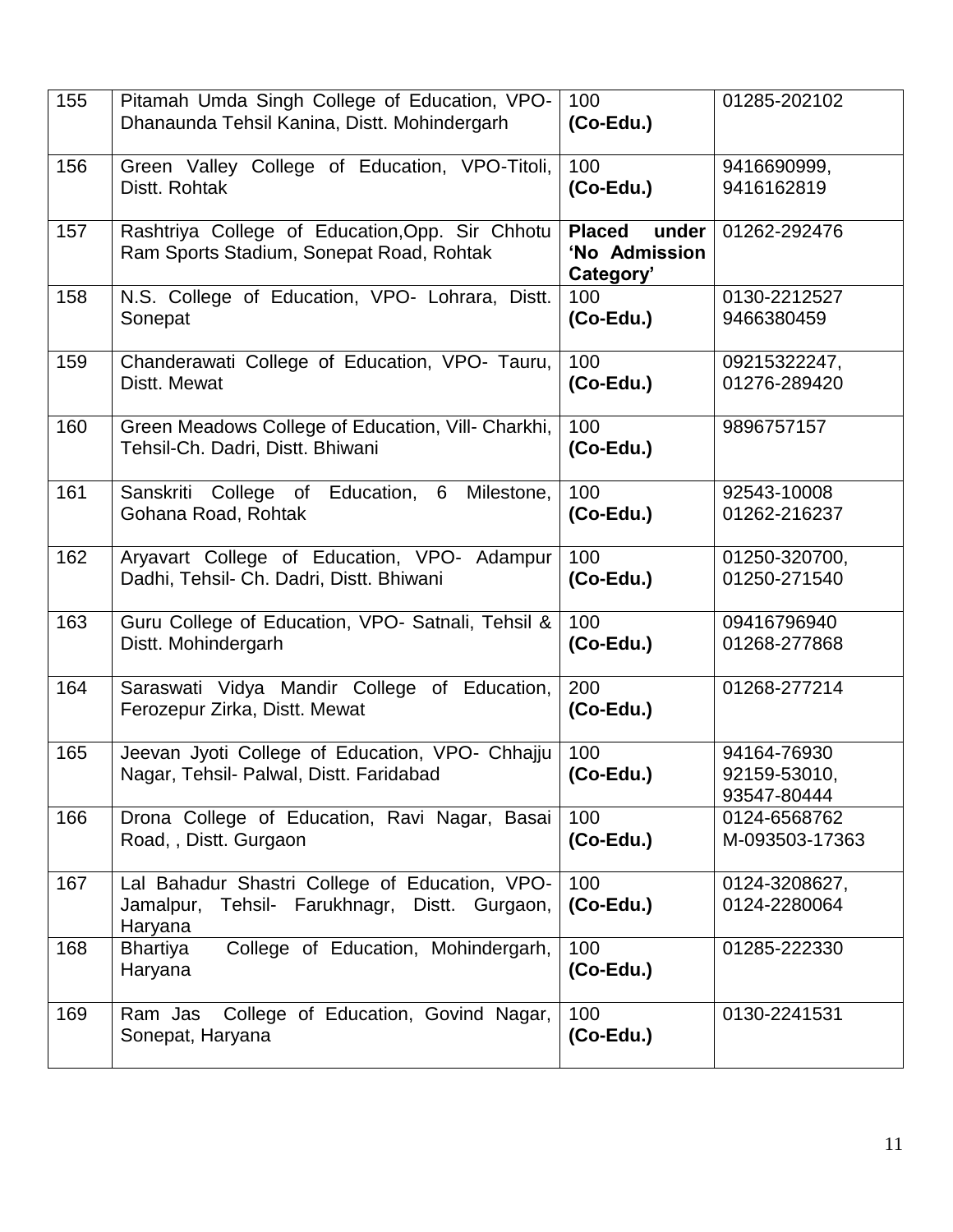| 155 | Pitamah Umda Singh College of Education, VPO-Dhanaunda Tehsil Kanina, Distt. Mohindergarh | 100 **(Co-Edu.)** | 01285-202102 |
|---|---|---|---|
| 156 | Green Valley College of Education, VPO-Titoli, Distt. Rohtak | 100 **(Co-Edu.)** | 9416690999, 9416162819 |
| 157 | Rashtriya College of Education,Opp. Sir Chhotu Ram Sports Stadium, Sonepat Road, Rohtak | **Placed under 'No Admission Category'** | 01262-292476 |
| 158 | N.S. College of Education, VPO- Lohrara, Distt. Sonepat | 100 **(Co-Edu.)** | 0130-2212527 9466380459 |
| 159 | Chanderawati College of Education, VPO- Tauru, Distt. Mewat | 100 **(Co-Edu.)** | 09215322247, 01276-289420 |
| 160 | Green Meadows College of Education, Vill- Charkhi, Tehsil-Ch. Dadri, Distt. Bhiwani | 100 **(Co-Edu.)** | 9896757157 |
| 161 | Sanskriti College of Education, 6 Milestone, Gohana Road, Rohtak | 100 **(Co-Edu.)** | 92543-10008 01262-216237 |
| 162 | Aryavart College of Education, VPO- Adampur Dadhi, Tehsil- Ch. Dadri, Distt. Bhiwani | 100 **(Co-Edu.)** | 01250-320700, 01250-271540 |
| 163 | Guru College of Education, VPO- Satnali, Tehsil & Distt. Mohindergarh | 100 **(Co-Edu.)** | 09416796940 01268-277868 |
| 164 | Saraswati Vidya Mandir College of Education, Ferozepur Zirka, Distt. Mewat | 200 **(Co-Edu.)** | 01268-277214 |
| 165 | Jeevan Jyoti College of Education, VPO- Chhajju Nagar, Tehsil- Palwal, Distt. Faridabad | 100 **(Co-Edu.)** | 94164-76930 92159-53010, 93547-80444 |
| 166 | Drona College of Education, Ravi Nagar, Basai Road, , Distt. Gurgaon | 100 **(Co-Edu.)** | 0124-6568762 M-093503-17363 |
| 167 | Lal Bahadur Shastri College of Education, VPO-Jamalpur, Tehsil- Farukhnagr, Distt. Gurgaon, Haryana | 100 **(Co-Edu.)** | 0124-3208627, 0124-2280064 |
| 168 | Bhartiya College of Education, Mohindergarh, Haryana | 100 **(Co-Edu.)** | 01285-222330 |
| 169 | Ram Jas College of Education, Govind Nagar, Sonepat, Haryana | 100 **(Co-Edu.)** | 0130-2241531 |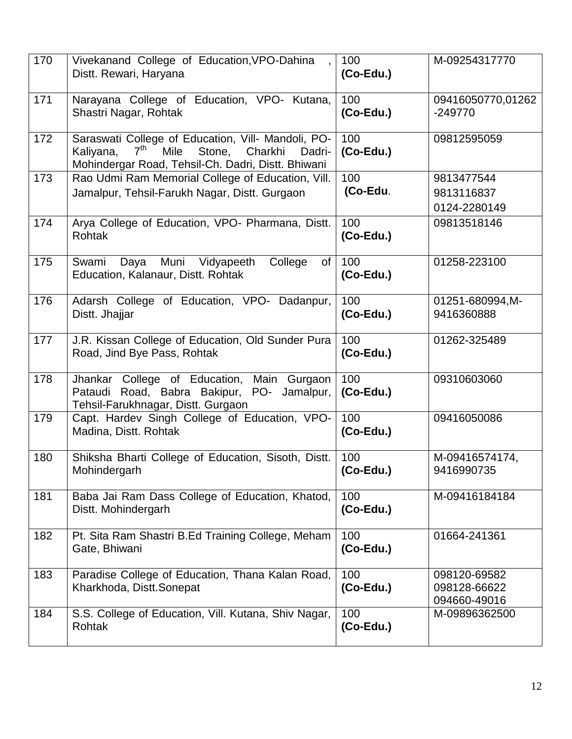| 170 | Vivekanand College of Education,VPO-Dahina , Distt. Rewari, Haryana | 100 **(Co-Edu.)** | M-09254317770 |
|---|---|---|---|
| 171 | Narayana College of Education, VPO- Kutana, Shastri Nagar, Rohtak | 100 **(Co-Edu.)** | 09416050770,01262-249770 |
| 172 | Saraswati College of Education, Vill- Mandoli, PO-Kaliyana, 7th Mile Stone, Charkhi Dadri-Mohindergar Road, Tehsil-Ch. Dadri, Distt. Bhiwani | 100 **(Co-Edu.)** | 09812595059 |
| 173 | Rao Udmi Ram Memorial College of Education, Vill. Jamalpur, Tehsil-Farukh Nagar, Distt. Gurgaon | 100 **(Co-Edu**. | 9813477544 9813116837 0124-2280149 |
| 174 | Arya College of Education, VPO- Pharmana, Distt. Rohtak | 100 **(Co-Edu.)** | 09813518146 |
| 175 | Swami Daya Muni Vidyapeeth College of Education, Kalanaur, Distt. Rohtak | 100 **(Co-Edu.)** | 01258-223100 |
| 176 | Adarsh College of Education, VPO- Dadanpur, Distt. Jhajjar | 100 **(Co-Edu.)** | 01251-680994,M-9416360888 |
| 177 | J.R. Kissan College of Education, Old Sunder Pura Road, Jind Bye Pass, Rohtak | 100 **(Co-Edu.)** | 01262-325489 |
| 178 | Jhankar College of Education, Main Gurgaon Pataudi Road, Babra Bakipur, PO- Jamalpur, Tehsil-Farukhnagar, Distt. Gurgaon | 100 **(Co-Edu.)** | 09310603060 |
| 179 | Capt. Hardev Singh College of Education, VPO-Madina, Distt. Rohtak | 100 **(Co-Edu.)** | 09416050086 |
| 180 | Shiksha Bharti College of Education, Sisoth, Distt. Mohindergarh | 100 **(Co-Edu.)** | M-09416574174, 9416990735 |
| 181 | Baba Jai Ram Dass College of Education, Khatod, Distt. Mohindergarh | 100 **(Co-Edu.)** | M-09416184184 |
| 182 | Pt. Sita Ram Shastri B.Ed Training College, Meham Gate, Bhiwani | 100 **(Co-Edu.)** | 01664-241361 |
| 183 | Paradise College of Education, Thana Kalan Road, Kharkhoda, Distt.Sonepat | 100 **(Co-Edu.)** | 098120-69582 098128-66622 094660-49016 |
| 184 | S.S. College of Education, Vill. Kutana, Shiv Nagar, Rohtak | 100 **(Co-Edu.)** | M-09896362500 |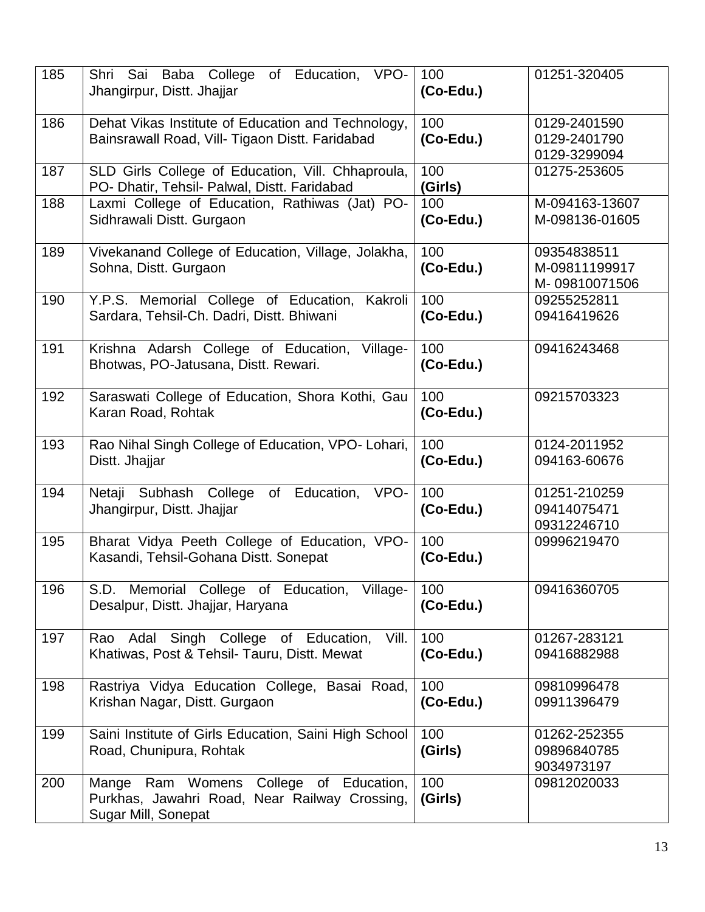| 185 | Shri Sai Baba College of Education, VPO-Jhangirpur, Distt. Jhajjar | 100 **(Co-Edu.)** | 01251-320405 |
|---|---|---|---|
| 186 | Dehat Vikas Institute of Education and Technology, Bainsrawall Road, Vill- Tigaon Distt. Faridabad | 100 **(Co-Edu.)** | 0129-2401590<br>0129-2401790<br>0129-3299094 |
| 187 | SLD Girls College of Education, Vill. Chhaproula, PO- Dhatir, Tehsil- Palwal, Distt. Faridabad | 100 **(Girls)** | 01275-253605 |
| 188 | Laxmi College of Education, Rathiwas (Jat) PO-Sidhrawali Distt. Gurgaon | 100 **(Co-Edu.)** | M-094163-13607<br>M-098136-01605 |
| 189 | Vivekanand College of Education, Village, Jolakha, Sohna, Distt. Gurgaon | 100 **(Co-Edu.)** | 09354838511<br>M-09811199917<br>M- 09810071506 |
| 190 | Y.P.S. Memorial College of Education, Kakroli Sardara, Tehsil-Ch. Dadri, Distt. Bhiwani | 100 **(Co-Edu.)** | 09255252811<br>09416419626 |
| 191 | Krishna Adarsh College of Education, Village-Bhotwas, PO-Jatusana, Distt. Rewari. | 100 **(Co-Edu.)** | 09416243468 |
| 192 | Saraswati College of Education, Shora Kothi, Gau Karan Road, Rohtak | 100 **(Co-Edu.)** | 09215703323 |
| 193 | Rao Nihal Singh College of Education, VPO- Lohari, Distt. Jhajjar | 100 **(Co-Edu.)** | 0124-2011952<br>094163-60676 |
| 194 | Netaji Subhash College of Education, VPO-Jhangirpur, Distt. Jhajjar | 100 **(Co-Edu.)** | 01251-210259<br>09414075471<br>09312246710 |
| 195 | Bharat Vidya Peeth College of Education, VPO-Kasandi, Tehsil-Gohana Distt. Sonepat | 100 **(Co-Edu.)** | 09996219470 |
| 196 | S.D. Memorial College of Education, Village-Desalpur, Distt. Jhajjar, Haryana | 100 **(Co-Edu.)** | 09416360705 |
| 197 | Rao Adal Singh College of Education, Vill. Khatiwas, Post & Tehsil- Tauru, Distt. Mewat | 100 **(Co-Edu.)** | 01267-283121<br>09416882988 |
| 198 | Rastriya Vidya Education College, Basai Road, Krishan Nagar, Distt. Gurgaon | 100 **(Co-Edu.)** | 09810996478<br>09911396479 |
| 199 | Saini Institute of Girls Education, Saini High School Road, Chunipura, Rohtak | 100 **(Girls)** | 01262-252355<br>09896840785<br>9034973197 |
| 200 | Mange Ram Womens College of Education, Purkhas, Jawahri Road, Near Railway Crossing, Sugar Mill, Sonepat | 100 **(Girls)** | 09812020033 |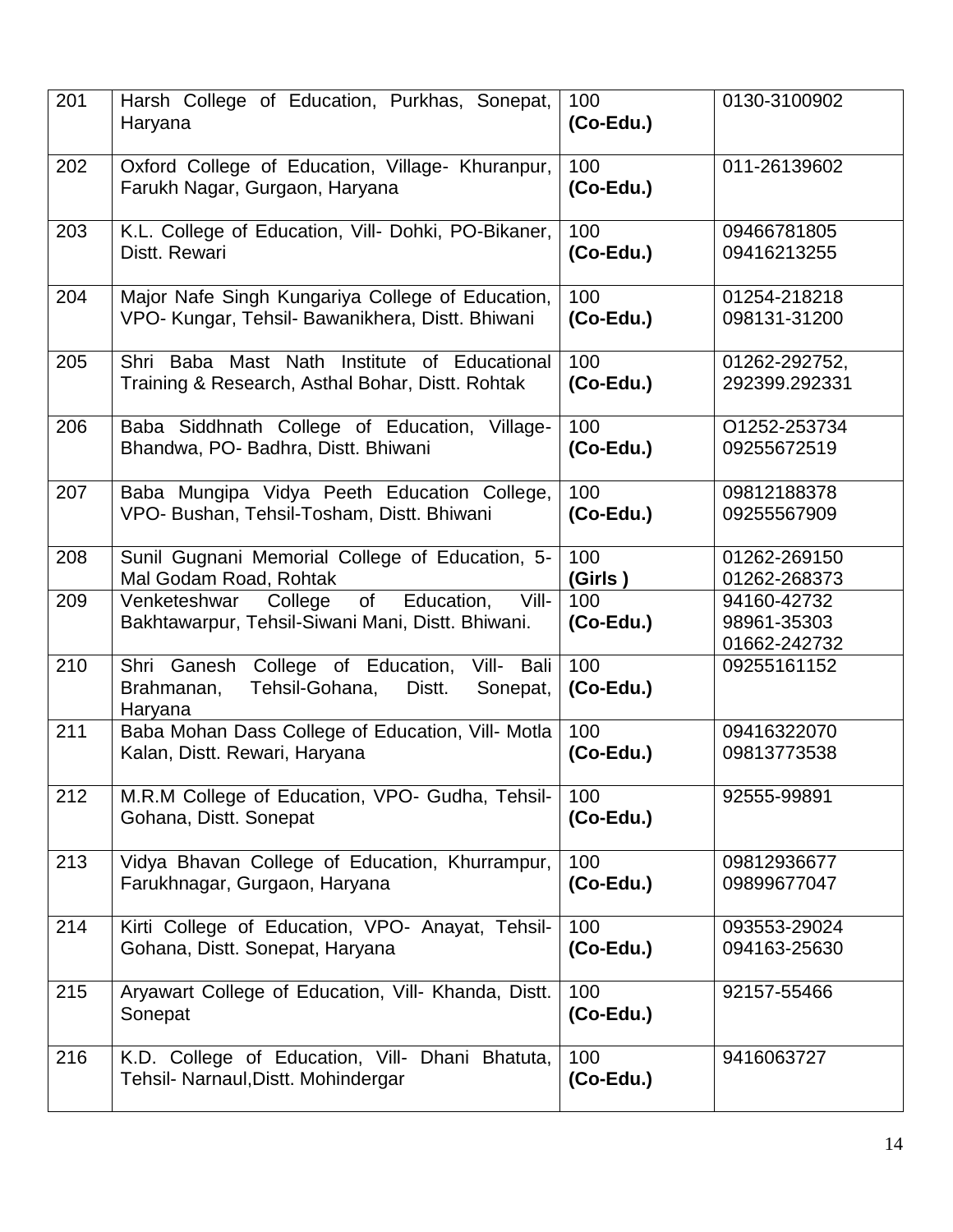| 201 | Harsh College of Education, Purkhas, Sonepat, Haryana | 100 **(Co-Edu.)** | 0130-3100902 |
|---|---|---|---|
| 202 | Oxford College of Education, Village- Khuranpur, Farukh Nagar, Gurgaon, Haryana | 100 **(Co-Edu.)** | 011-26139602 |
| 203 | K.L. College of Education, Vill- Dohki, PO-Bikaner, Distt. Rewari | 100 **(Co-Edu.)** | 09466781805<br>09416213255 |
| 204 | Major Nafe Singh Kungariya College of Education, VPO- Kungar, Tehsil- Bawanikhera, Distt. Bhiwani | 100 **(Co-Edu.)** | 01254-218218<br>098131-31200 |
| 205 | Shri Baba Mast Nath Institute of Educational Training & Research, Asthal Bohar, Distt. Rohtak | 100 **(Co-Edu.)** | 01262-292752,<br>292399.292331 |
| 206 | Baba Siddhnath College of Education, Village- Bhandwa, PO- Badhra, Distt. Bhiwani | 100 **(Co-Edu.)** | O1252-253734<br>09255672519 |
| 207 | Baba Mungipa Vidya Peeth Education College, VPO- Bushan, Tehsil-Tosham, Distt. Bhiwani | 100 **(Co-Edu.)** | 09812188378<br>09255567909 |
| 208 | Sunil Gugnani Memorial College of Education, 5-Mal Godam Road, Rohtak | 100 **(Girls )** | 01262-269150<br>01262-268373 |
| 209 | Venketeshwar College of Education, Vill-Bakhtawarpur, Tehsil-Siwani Mani, Distt. Bhiwani. | 100 **(Co-Edu.)** | 94160-42732<br>98961-35303<br>01662-242732 |
| 210 | Shri Ganesh College of Education, Vill- Bali Brahmanan, Tehsil-Gohana, Distt. Sonepat, Haryana | 100 **(Co-Edu.)** | 09255161152 |
| 211 | Baba Mohan Dass College of Education, Vill- Motla Kalan, Distt. Rewari, Haryana | 100 **(Co-Edu.)** | 09416322070<br>09813773538 |
| 212 | M.R.M College of Education, VPO- Gudha, Tehsil-Gohana, Distt. Sonepat | 100 **(Co-Edu.)** | 92555-99891 |
| 213 | Vidya Bhavan College of Education, Khurrampur, Farukhnagar, Gurgaon, Haryana | 100 **(Co-Edu.)** | 09812936677<br>09899677047 |
| 214 | Kirti College of Education, VPO- Anayat, Tehsil-Gohana, Distt. Sonepat, Haryana | 100 **(Co-Edu.)** | 093553-29024<br>094163-25630 |
| 215 | Aryawart College of Education, Vill- Khanda, Distt. Sonepat | 100 **(Co-Edu.)** | 92157-55466 |
| 216 | K.D. College of Education, Vill- Dhani Bhatuta, Tehsil- Narnaul,Distt. Mohindergar | 100 **(Co-Edu.)** | 9416063727 |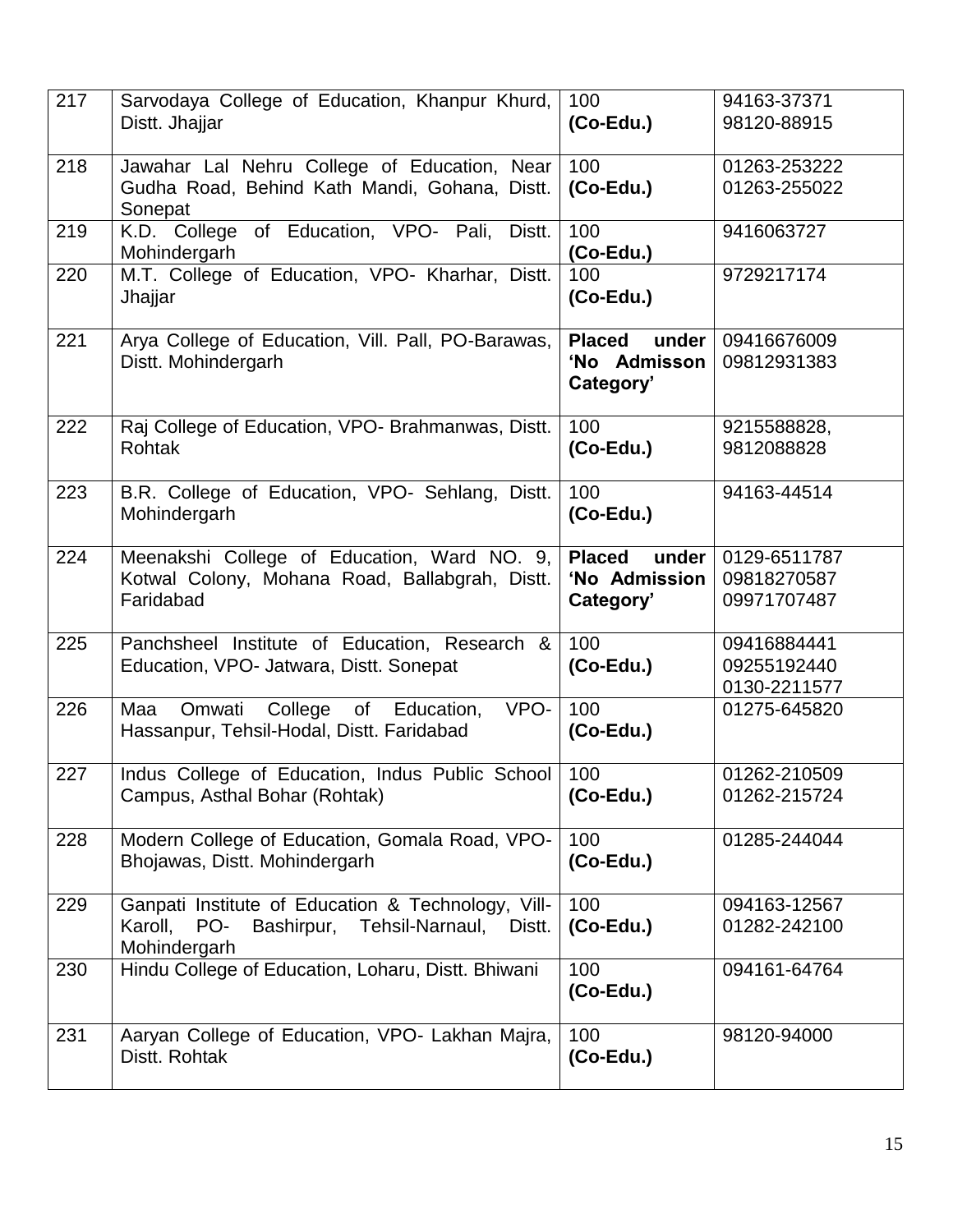| 217 | Sarvodaya College of Education, Khanpur Khurd, Distt. Jhajjar | 100 **(Co-Edu.)** | 94163-37371<br>98120-88915 |
|---|---|---|---|
| 218 | Jawahar Lal Nehru College of Education, Near Gudha Road, Behind Kath Mandi, Gohana, Distt. Sonepat | 100 **(Co-Edu.)** | 01263-253222<br>01263-255022 |
| 219 | K.D. College of Education, VPO- Pali, Distt. Mohindergarh | 100 **(Co-Edu.)** | 9416063727 |
| 220 | M.T. College of Education, VPO- Kharhar, Distt. Jhajjar | 100 **(Co-Edu.)** | 9729217174 |
| 221 | Arya College of Education, Vill. Pall, PO-Barawas, Distt. Mohindergarh | **Placed under 'No Admisson Category'** | 09416676009<br>09812931383 |
| 222 | Raj College of Education, VPO- Brahmanwas, Distt. Rohtak | 100 **(Co-Edu.)** | 9215588828,<br>9812088828 |
| 223 | B.R. College of Education, VPO- Sehlang, Distt. Mohindergarh | 100 **(Co-Edu.)** | 94163-44514 |
| 224 | Meenakshi College of Education, Ward NO. 9, Kotwal Colony, Mohana Road, Ballabgrah, Distt. Faridabad | **Placed under 'No Admission Category'** | 0129-6511787<br>09818270587<br>09971707487 |
| 225 | Panchsheel Institute of Education, Research & Education, VPO- Jatwara, Distt. Sonepat | 100 **(Co-Edu.)** | 09416884441<br>09255192440<br>0130-2211577 |
| 226 | Maa Omwati College of Education, VPO- Hassanpur, Tehsil-Hodal, Distt. Faridabad | 100 **(Co-Edu.)** | 01275-645820 |
| 227 | Indus College of Education, Indus Public School Campus, Asthal Bohar (Rohtak) | 100 **(Co-Edu.)** | 01262-210509<br>01262-215724 |
| 228 | Modern College of Education, Gomala Road, VPO- Bhojawas, Distt. Mohindergarh | 100 **(Co-Edu.)** | 01285-244044 |
| 229 | Ganpati Institute of Education & Technology, Vill- Karoll, PO- Bashirpur, Tehsil-Narnaul, Distt. Mohindergarh | 100 **(Co-Edu.)** | 094163-12567<br>01282-242100 |
| 230 | Hindu College of Education, Loharu, Distt. Bhiwani | 100 **(Co-Edu.)** | 094161-64764 |
| 231 | Aaryan College of Education, VPO- Lakhan Majra, Distt. Rohtak | 100 **(Co-Edu.)** | 98120-94000 |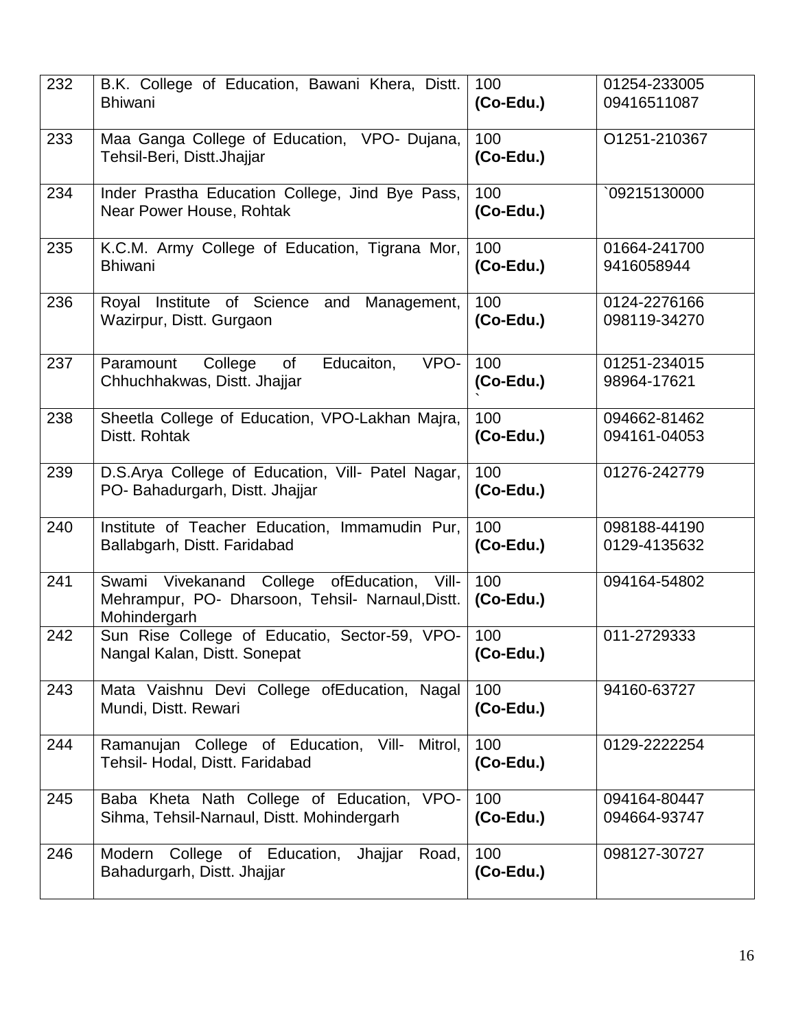| 232 | B.K. College of Education, Bawani Khera, Distt. Bhiwani | 100 **(Co-Edu.)** | 01254-233005 09416511087 |
|---|---|---|---|
| 233 | Maa Ganga College of Education, VPO- Dujana, Tehsil-Beri, Distt.Jhajjar | 100 **(Co-Edu.)** | O1251-210367 |
| 234 | Inder Prastha Education College, Jind Bye Pass, Near Power House, Rohtak | 100 **(Co-Edu.)** | `09215130000 |
| 235 | K.C.M. Army College of Education, Tigrana Mor, Bhiwani | 100 **(Co-Edu.)** | 01664-241700 9416058944 |
| 236 | Royal Institute of Science and Management, Wazirpur, Distt. Gurgaon | 100 **(Co-Edu.)** | 0124-2276166 098119-34270 |
| 237 | Paramount College of Educaiton, VPO-Chhuchhakwas, Distt. Jhajjar | 100 **(Co-Edu.)** ` | 01251-234015 98964-17621 |
| 238 | Sheetla College of Education, VPO-Lakhan Majra, Distt. Rohtak | 100 **(Co-Edu.)** | 094662-81462 094161-04053 |
| 239 | D.S.Arya College of Education, Vill- Patel Nagar, PO- Bahadurgarh, Distt. Jhajjar | 100 **(Co-Edu.)** | 01276-242779 |
| 240 | Institute of Teacher Education, Immamudin Pur, Ballabgarh, Distt. Faridabad | 100 **(Co-Edu.)** | 098188-44190 0129-4135632 |
| 241 | Swami Vivekanand College ofEducation, Vill- Mehrampur, PO- Dharsoon, Tehsil- Narnaul,Distt. Mohindergarh | 100 **(Co-Edu.)** | 094164-54802 |
| 242 | Sun Rise College of Educatio, Sector-59, VPO- Nangal Kalan, Distt. Sonepat | 100 **(Co-Edu.)** | 011-2729333 |
| 243 | Mata Vaishnu Devi College ofEducation, Nagal Mundi, Distt. Rewari | 100 **(Co-Edu.)** | 94160-63727 |
| 244 | Ramanujan College of Education, Vill- Mitrol, Tehsil- Hodal, Distt. Faridabad | 100 **(Co-Edu.)** | 0129-2222254 |
| 245 | Baba Kheta Nath College of Education, VPO- Sihma, Tehsil-Narnaul, Distt. Mohindergarh | 100 **(Co-Edu.)** | 094164-80447 094664-93747 |
| 246 | Modern College of Education, Jhajjar Road, Bahadurgarh, Distt. Jhajjar | 100 **(Co-Edu.)** | 098127-30727 |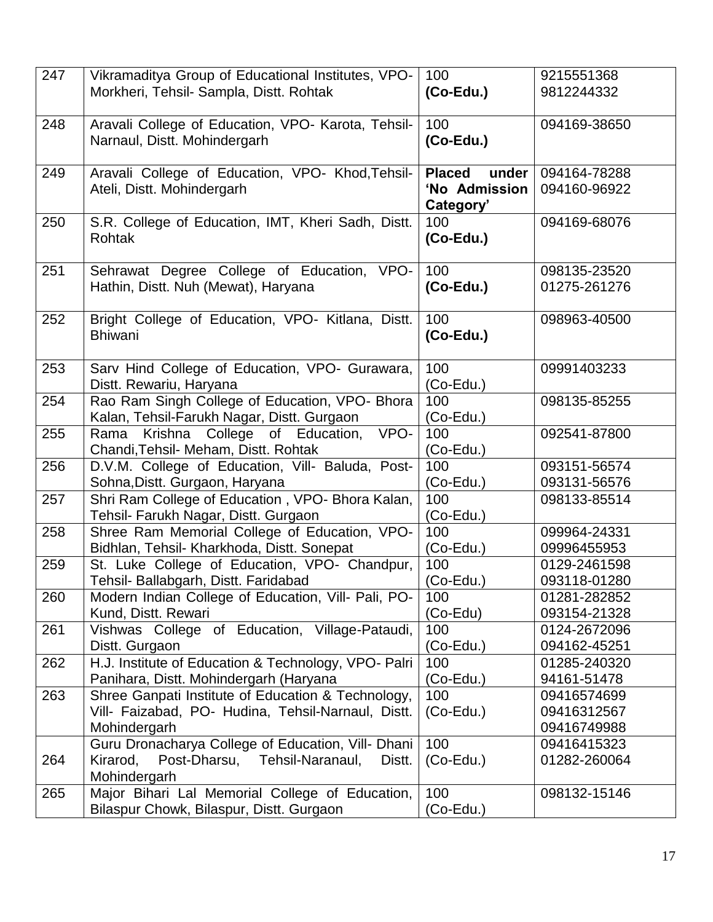| 247 | Vikramaditya Group of Educational Institutes, VPO- Morkheri, Tehsil- Sampla, Distt. Rohtak | 100 **(Co-Edu.)** | 9215551368 9812244332 |
|---|---|---|---|
| 248 | Aravali College of Education, VPO- Karota, Tehsil- Narnaul, Distt. Mohindergarh | 100 **(Co-Edu.)** | 094169-38650 |
| 249 | Aravali College of Education, VPO- Khod,Tehsil- Ateli, Distt. Mohindergarh | **Placed under 'No Admission Category'** | 094164-78288 094160-96922 |
| 250 | S.R. College of Education, IMT, Kheri Sadh, Distt. Rohtak | 100 **(Co-Edu.)** | 094169-68076 |
| 251 | Sehrawat Degree College of Education, VPO- Hathin, Distt. Nuh (Mewat), Haryana | 100 **(Co-Edu.)** | 098135-23520 01275-261276 |
| 252 | Bright College of Education, VPO- Kitlana, Distt. Bhiwani | 100 **(Co-Edu.)** | 098963-40500 |
| 253 | Sarv Hind College of Education, VPO- Gurawara, Distt. Rewariu, Haryana | 100 (Co-Edu.) | 09991403233 |
| 254 | Rao Ram Singh College of Education, VPO- Bhora Kalan, Tehsil-Farukh Nagar, Distt. Gurgaon | 100 (Co-Edu.) | 098135-85255 |
| 255 | Rama Krishna College of Education, VPO- Chandi,Tehsil- Meham, Distt. Rohtak | 100 (Co-Edu.) | 092541-87800 |
| 256 | D.V.M. College of Education, Vill- Baluda, Post- Sohna,Distt. Gurgaon, Haryana | 100 (Co-Edu.) | 093151-56574 093131-56576 |
| 257 | Shri Ram College of Education , VPO- Bhora Kalan, Tehsil- Farukh Nagar, Distt. Gurgaon | 100 (Co-Edu.) | 098133-85514 |
| 258 | Shree Ram Memorial College of Education, VPO- Bidhlan, Tehsil- Kharkhoda, Distt. Sonepat | 100 (Co-Edu.) | 099964-24331 09996455953 |
| 259 | St. Luke College of Education, VPO- Chandpur, Tehsil- Ballabgarh, Distt. Faridabad | 100 (Co-Edu.) | 0129-2461598 093118-01280 |
| 260 | Modern Indian College of Education, Vill- Pali, PO- Kund, Distt. Rewari | 100 (Co-Edu) | 01281-282852 093154-21328 |
| 261 | Vishwas College of Education, Village-Pataudi, Distt. Gurgaon | 100 (Co-Edu.) | 0124-2672096 094162-45251 |
| 262 | H.J. Institute of Education & Technology, VPO- Palri Panihara, Distt. Mohindergarh (Haryana | 100 (Co-Edu.) | 01285-240320 94161-51478 |
| 263 | Shree Ganpati Institute of Education & Technology, Vill- Faizabad, PO- Hudina, Tehsil-Narnaul, Distt. Mohindergarh | 100 (Co-Edu.) | 09416574699 09416312567 09416749988 |
| 264 | Guru Dronacharya College of Education, Vill- Dhani Kirarod, Post-Dharsu, Tehsil-Naranaul, Distt. Mohindergarh | 100 (Co-Edu.) | 09416415323 01282-260064 |
| 265 | Major Bihari Lal Memorial College of Education, Bilaspur Chowk, Bilaspur, Distt. Gurgaon | 100 (Co-Edu.) | 098132-15146 |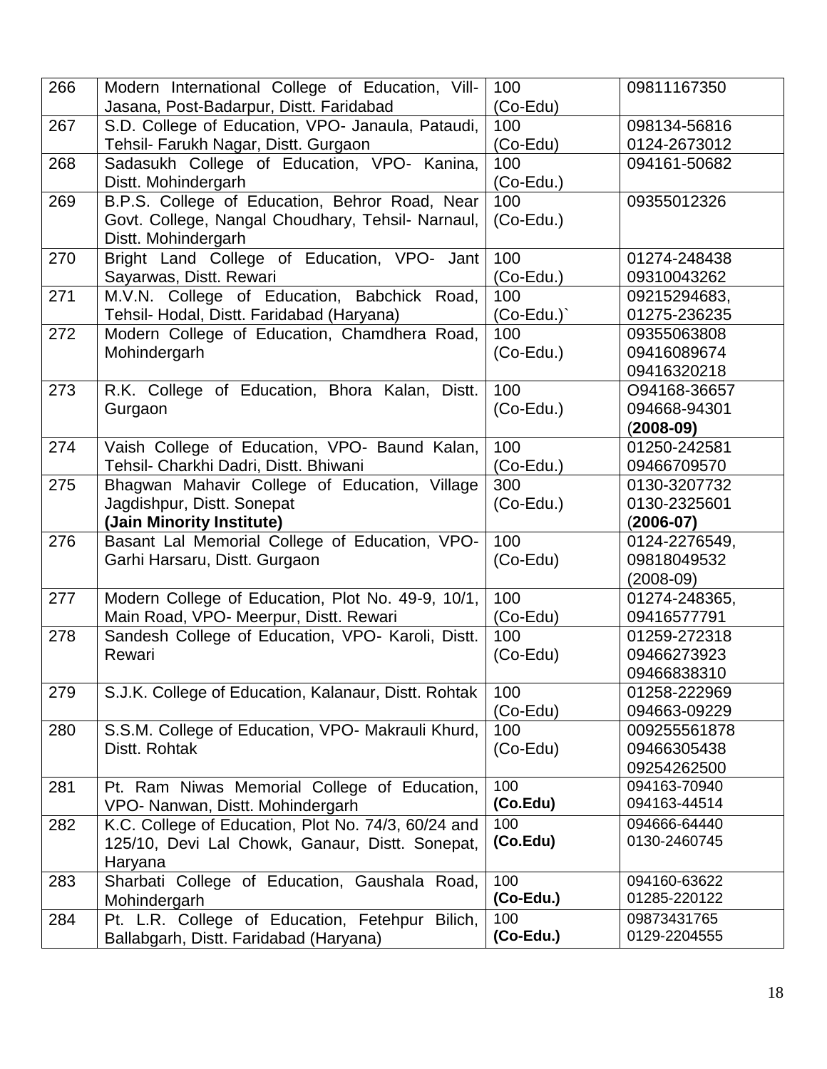| 266 | Modern International College of Education, Vill-Jasana, Post-Badarpur, Distt. Faridabad | 100 (Co-Edu) | 09811167350 |
|---|---|---|---|
| 267 | S.D. College of Education, VPO- Janaula, Pataudi, Tehsil- Farukh Nagar, Distt. Gurgaon | 100 (Co-Edu) | 098134-56816 0124-2673012 |
| 268 | Sadasukh College of Education, VPO- Kanina, Distt. Mohindergarh | 100 (Co-Edu.) | 094161-50682 |
| 269 | B.P.S. College of Education, Behror Road, Near Govt. College, Nangal Choudhary, Tehsil- Narnaul, Distt. Mohindergarh | 100 (Co-Edu.) | 09355012326 |
| 270 | Bright Land College of Education, VPO- Jant Sayarwas, Distt. Rewari | 100 (Co-Edu.) | 01274-248438 09310043262 |
| 271 | M.V.N. College of Education, Babchick Road, Tehsil- Hodal, Distt. Faridabad (Haryana) | 100 (Co-Edu.)` | 09215294683, 01275-236235 |
| 272 | Modern College of Education, Chamdhera Road, Mohindergarh | 100 (Co-Edu.) | 09355063808 09416089674 09416320218 |
| 273 | R.K. College of Education, Bhora Kalan, Distt. Gurgaon | 100 (Co-Edu.) | O94168-36657 094668-94301 (**2008-09)** |
| 274 | Vaish College of Education, VPO- Baund Kalan, Tehsil- Charkhi Dadri, Distt. Bhiwani | 100 (Co-Edu.) | 01250-242581 09466709570 |
| 275 | Bhagwan Mahavir College of Education, Village Jagdishpur, Distt. Sonepat **(Jain Minority Institute)** | 300 (Co-Edu.) | 0130-3207732 0130-2325601 (**2006-07)** |
| 276 | Basant Lal Memorial College of Education, VPO- Garhi Harsaru, Distt. Gurgaon | 100 (Co-Edu) | 0124-2276549, 09818049532 (2008-09) |
| 277 | Modern College of Education, Plot No. 49-9, 10/1, Main Road, VPO- Meerpur, Distt. Rewari | 100 (Co-Edu) | 01274-248365, 09416577791 |
| 278 | Sandesh College of Education, VPO- Karoli, Distt. Rewari | 100 (Co-Edu) | 01259-272318 09466273923 09466838310 |
| 279 | S.J.K. College of Education, Kalanaur, Distt. Rohtak | 100 (Co-Edu) | 01258-222969 094663-09229 |
| 280 | S.S.M. College of Education, VPO- Makrauli Khurd, Distt. Rohtak | 100 (Co-Edu) | 009255561878 09466305438 09254262500 |
| 281 | Pt. Ram Niwas Memorial College of Education, VPO- Nanwan, Distt. Mohindergarh | 100 **(Co.Edu)** | 094163-70940 094163-44514 |
| 282 | K.C. College of Education, Plot No. 74/3, 60/24 and 125/10, Devi Lal Chowk, Ganaur, Distt. Sonepat, Haryana | 100 **(Co.Edu)** | 094666-64440 0130-2460745 |
| 283 | Sharbati College of Education, Gaushala Road, Mohindergarh | 100 **(Co-Edu.)** | 094160-63622 01285-220122 |
| 284 | Pt. L.R. College of Education, Fetehpur Bilich, Ballabgarh, Distt. Faridabad (Haryana) | 100 **(Co-Edu.)** | 09873431765 0129-2204555 |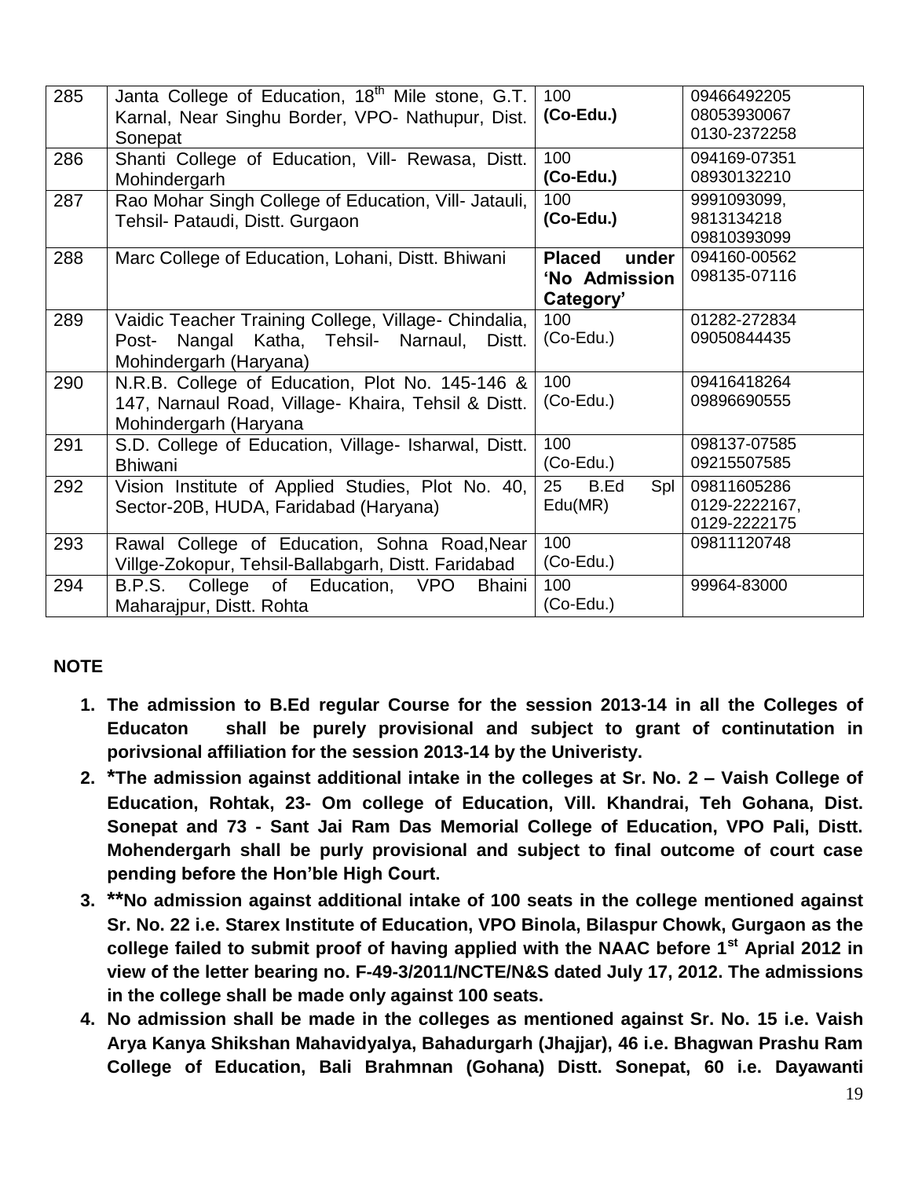| 285 | Janta College of Education, 18th Mile stone, G.T. Karnal, Near Singhu Border, VPO- Nathupur, Dist. Sonepat | 100 **(Co-Edu.)** | 09466492205 08053930067 0130-2372258 |
|---|---|---|---|
| 286 | Shanti College of Education, Vill- Rewasa, Distt. Mohindergarh | 100 **(Co-Edu.)** | 094169-07351 08930132210 |
| 287 | Rao Mohar Singh College of Education, Vill- Jatauli, Tehsil- Pataudi, Distt. Gurgaon | 100 **(Co-Edu.)** | 9991093099, 9813134218 09810393099 |
| 288 | Marc College of Education, Lohani, Distt. Bhiwani | **Placed under 'No Admission Category'** | 094160-00562 098135-07116 |
| 289 | Vaidic Teacher Training College, Village- Chindalia, Post- Nangal Katha, Tehsil- Narnaul, Distt. Mohindergarh (Haryana) | 100 (Co-Edu.) | 01282-272834 09050844435 |
| 290 | N.R.B. College of Education, Plot No. 145-146 & 147, Narnaul Road, Village- Khaira, Tehsil & Distt. Mohindergarh (Haryana | 100 (Co-Edu.) | 09416418264 09896690555 |
| 291 | S.D. College of Education, Village- Isharwal, Distt. Bhiwani | 100 (Co-Edu.) | 098137-07585 09215507585 |
| 292 | Vision Institute of Applied Studies, Plot No. 40, Sector-20B, HUDA, Faridabad (Haryana) | 25 B.Ed Spl Edu(MR) | 09811605286 0129-2222167, 0129-2222175 |
| 293 | Rawal College of Education, Sohna Road,Near Villge-Zokopur, Tehsil-Ballabgarh, Distt. Faridabad | 100 (Co-Edu.) | 09811120748 |
| 294 | B.P.S. College of Education, VPO Bhaini Maharajpur, Distt. Rohta | 100 (Co-Edu.) | 99964-83000 |

**NOTE**

1. **The admission to B.Ed regular Course for the session 2013-14 in all the Colleges of Educaton shall be purely provisional and subject to grant of continutation in porivsional affiliation for the session 2013-14 by the Univeristy.**
2. **\*The admission against additional intake in the colleges at Sr. No. 2 – Vaish College of Education, Rohtak, 23- Om college of Education, Vill. Khandrai, Teh Gohana, Dist. Sonepat and 73 - Sant Jai Ram Das Memorial College of Education, VPO Pali, Distt. Mohendergarh shall be purly provisional and subject to final outcome of court case pending before the Hon'ble High Court.**
3. **\*\*No admission against additional intake of 100 seats in the college mentioned against Sr. No. 22 i.e. Starex Institute of Education, VPO Binola, Bilaspur Chowk, Gurgaon as the college failed to submit proof of having applied with the NAAC before 1st Aprial 2012 in view of the letter bearing no. F-49-3/2011/NCTE/N&S dated July 17, 2012. The admissions in the college shall be made only against 100 seats.**
4. **No admission shall be made in the colleges as mentioned against Sr. No. 15 i.e. Vaish Arya Kanya Shikshan Mahavidyalya, Bahadurgarh (Jhajjar), 46 i.e. Bhagwan Prashu Ram College of Education, Bali Brahmnan (Gohana) Distt. Sonepat, 60 i.e. Dayawanti**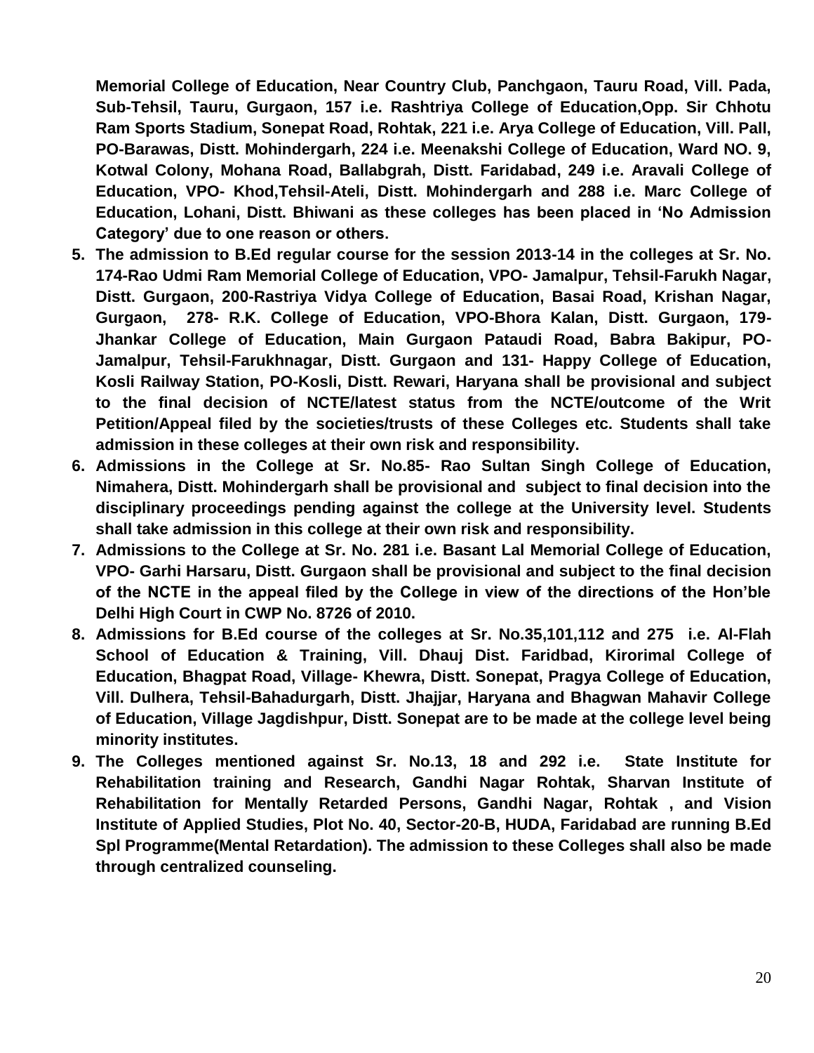**Memorial College of Education, Near Country Club, Panchgaon, Tauru Road, Vill. Pada, Sub-Tehsil, Tauru, Gurgaon, 157 i.e. Rashtriya College of Education,Opp. Sir Chhotu Ram Sports Stadium, Sonepat Road, Rohtak, 221 i.e. Arya College of Education, Vill. Pall, PO-Barawas, Distt. Mohindergarh, 224 i.e. Meenakshi College of Education, Ward NO. 9, Kotwal Colony, Mohana Road, Ballabgrah, Distt. Faridabad, 249 i.e. Aravali College of Education, VPO- Khod,Tehsil-Ateli, Distt. Mohindergarh and 288 i.e. Marc College of Education, Lohani, Distt. Bhiwani as these colleges has been placed in 'No Admission Category' due to one reason or others.**

5. **The admission to B.Ed regular course for the session 2013-14 in the colleges at Sr. No. 174-Rao Udmi Ram Memorial College of Education, VPO- Jamalpur, Tehsil-Farukh Nagar, Distt. Gurgaon, 200-Rastriya Vidya College of Education, Basai Road, Krishan Nagar, Gurgaon, 278- R.K. College of Education, VPO-Bhora Kalan, Distt. Gurgaon, 179- Jhankar College of Education, Main Gurgaon Pataudi Road, Babra Bakipur, PO-Jamalpur, Tehsil-Farukhnagar, Distt. Gurgaon and 131- Happy College of Education, Kosli Railway Station, PO-Kosli, Distt. Rewari, Haryana shall be provisional and subject to the final decision of NCTE/latest status from the NCTE/outcome of the Writ Petition/Appeal filed by the societies/trusts of these Colleges etc. Students shall take admission in these colleges at their own risk and responsibility.**
6. **Admissions in the College at Sr. No.85- Rao Sultan Singh College of Education, Nimahera, Distt. Mohindergarh shall be provisional and subject to final decision into the disciplinary proceedings pending against the college at the University level. Students shall take admission in this college at their own risk and responsibility.**
7. **Admissions to the College at Sr. No. 281 i.e. Basant Lal Memorial College of Education, VPO- Garhi Harsaru, Distt. Gurgaon shall be provisional and subject to the final decision of the NCTE in the appeal filed by the College in view of the directions of the Hon'ble Delhi High Court in CWP No. 8726 of 2010.**
8. **Admissions for B.Ed course of the colleges at Sr. No.35,101,112 and 275 i.e. Al-Flah School of Education & Training, Vill. Dhauj Dist. Faridbad, Kirorimal College of Education, Bhagpat Road, Village- Khewra, Distt. Sonepat, Pragya College of Education, Vill. Dulhera, Tehsil-Bahadurgarh, Distt. Jhajjar, Haryana and Bhagwan Mahavir College of Education, Village Jagdishpur, Distt. Sonepat are to be made at the college level being minority institutes.**
9. **The Colleges mentioned against Sr. No.13, 18 and 292 i.e. State Institute for Rehabilitation training and Research, Gandhi Nagar Rohtak, Sharvan Institute of Rehabilitation for Mentally Retarded Persons, Gandhi Nagar, Rohtak , and Vision Institute of Applied Studies, Plot No. 40, Sector-20-B, HUDA, Faridabad are running B.Ed Spl Programme(Mental Retardation). The admission to these Colleges shall also be made through centralized counseling.**